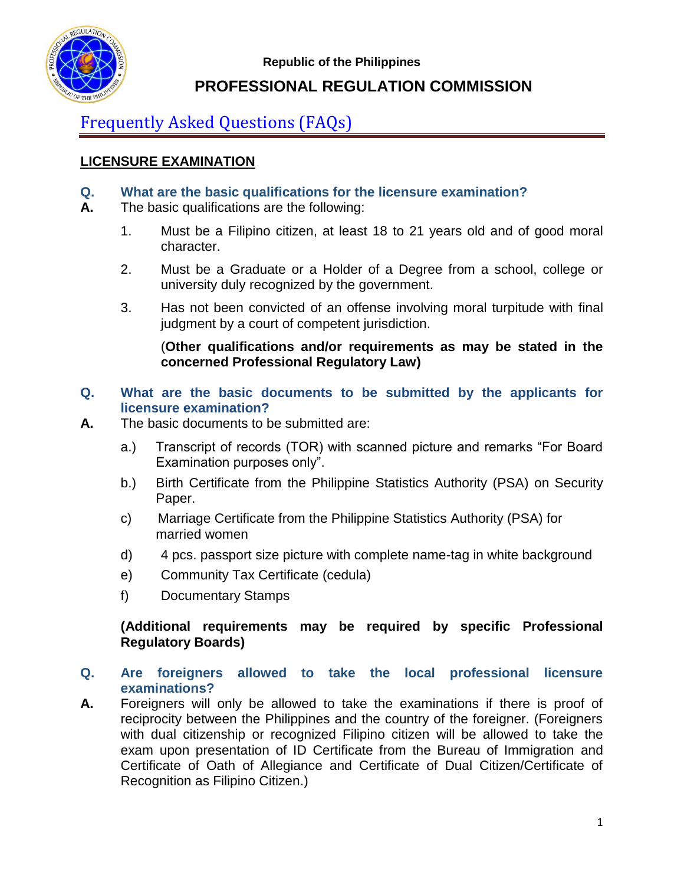Republic of the Philippines

# PROFESSIONAL REGULATION COMMISSION

## Frequently Asked Questions (FAQs)

### LICENSURE EXAMINATION

**Q. What are the basic qualifications for the licensure examination?**

**A.** The basic qualifications are the following:

1. Must be a Filipino citizen, at least 18 to 21 years old and of good moral character.
2. Must be a Graduate or a Holder of a Degree from a school, college or university duly recognized by the government.
3. Has not been convicted of an offense involving moral turpitude with final judgment by a court of competent jurisdiction.

(**Other qualifications and/or requirements as may be stated in the concerned Professional Regulatory Law)**

**Q. What are the basic documents to be submitted by the applicants for licensure examination?**

**A.** The basic documents to be submitted are:

a.) Transcript of records (TOR) with scanned picture and remarks "For Board Examination purposes only".

b.) Birth Certificate from the Philippine Statistics Authority (PSA) on Security Paper.

c) Marriage Certificate from the Philippine Statistics Authority (PSA) for married women

d) 4 pcs. passport size picture with complete name-tag in white background

e) Community Tax Certificate (cedula)

f) Documentary Stamps

**(Additional requirements may be required by specific Professional Regulatory Boards)**

**Q. Are foreigners allowed to take the local professional licensure examinations?**

**A.** Foreigners will only be allowed to take the examinations if there is proof of reciprocity between the Philippines and the country of the foreigner. (Foreigners with dual citizenship or recognized Filipino citizen will be allowed to take the exam upon presentation of ID Certificate from the Bureau of Immigration and Certificate of Oath of Allegiance and Certificate of Dual Citizen/Certificate of Recognition as Filipino Citizen.)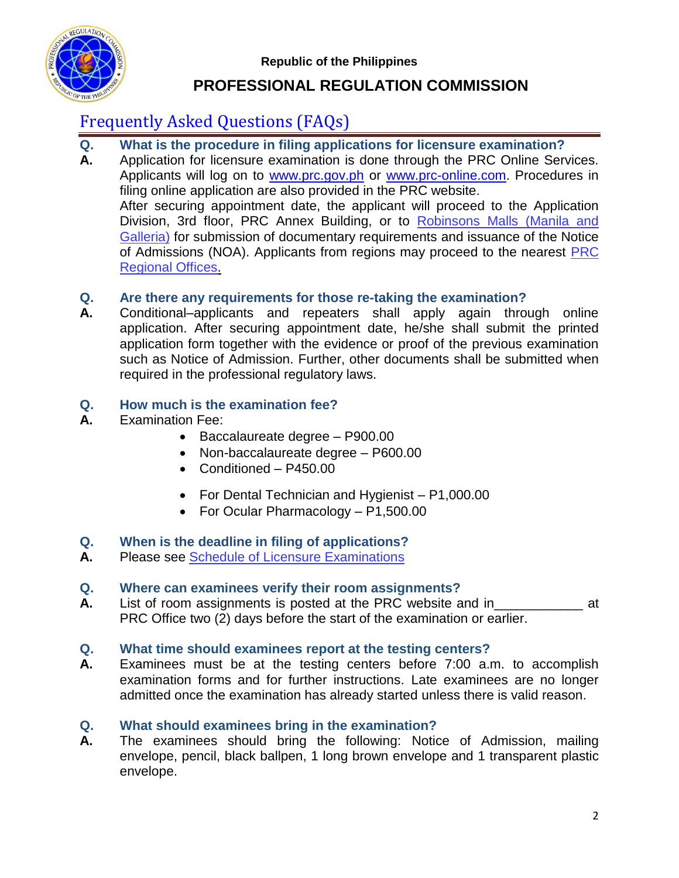Republic of the Philippines

**PROFESSIONAL REGULATION COMMISSION**

# Frequently Asked Questions (FAQs)

**Q. What is the procedure in filing applications for licensure examination?**

**A.** Application for licensure examination is done through the PRC Online Services. Applicants will log on to www.prc.gov.ph or www.prc-online.com. Procedures in filing online application are also provided in the PRC website.
After securing appointment date, the applicant will proceed to the Application Division, 3rd floor, PRC Annex Building, or to Robinsons Malls (Manila and Galleria) for submission of documentary requirements and issuance of the Notice of Admissions (NOA). Applicants from regions may proceed to the nearest PRC Regional Offices.

**Q. Are there any requirements for those re-taking the examination?**

**A.** Conditional–applicants and repeaters shall apply again through online application. After securing appointment date, he/she shall submit the printed application form together with the evidence or proof of the previous examination such as Notice of Admission. Further, other documents shall be submitted when required in the professional regulatory laws.

**Q. How much is the examination fee?**

**A.** Examination Fee:

- Baccalaureate degree – P900.00
- Non-baccalaureate degree – P600.00
- Conditioned – P450.00

- For Dental Technician and Hygienist – P1,000.00
- For Ocular Pharmacology – P1,500.00

**Q. When is the deadline in filing of applications?**

**A.** Please see Schedule of Licensure Examinations

**Q. Where can examinees verify their room assignments?**

**A.** List of room assignments is posted at the PRC website and in____________ at PRC Office two (2) days before the start of the examination or earlier.

**Q. What time should examinees report at the testing centers?**

**A.** Examinees must be at the testing centers before 7:00 a.m. to accomplish examination forms and for further instructions. Late examinees are no longer admitted once the examination has already started unless there is valid reason.

**Q. What should examinees bring in the examination?**

**A.** The examinees should bring the following: Notice of Admission, mailing envelope, pencil, black ballpen, 1 long brown envelope and 1 transparent plastic envelope.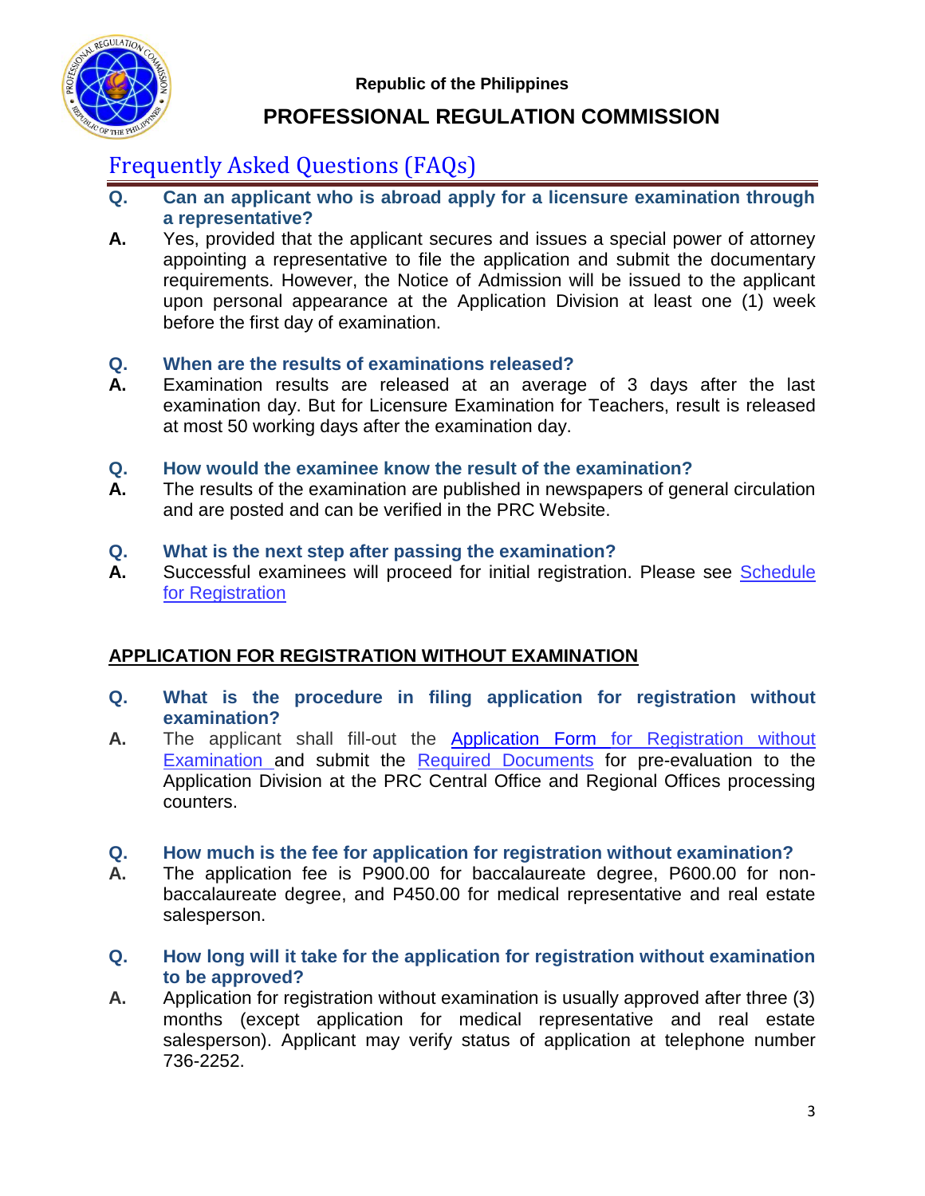Republic of the Philippines

**PROFESSIONAL REGULATION COMMISSION**

# Frequently Asked Questions (FAQs)

**Q. Can an applicant who is abroad apply for a licensure examination through a representative?**

**A.** Yes, provided that the applicant secures and issues a special power of attorney appointing a representative to file the application and submit the documentary requirements. However, the Notice of Admission will be issued to the applicant upon personal appearance at the Application Division at least one (1) week before the first day of examination.

**Q. When are the results of examinations released?**

**A.** Examination results are released at an average of 3 days after the last examination day. But for Licensure Examination for Teachers, result is released at most 50 working days after the examination day.

**Q. How would the examinee know the result of the examination?**

**A.** The results of the examination are published in newspapers of general circulation and are posted and can be verified in the PRC Website.

**Q. What is the next step after passing the examination?**

**A.** Successful examinees will proceed for initial registration. Please see Schedule for Registration

## APPLICATION FOR REGISTRATION WITHOUT EXAMINATION

**Q. What is the procedure in filing application for registration without examination?**

**A.** The applicant shall fill-out the Application Form for Registration without Examination and submit the Required Documents for pre-evaluation to the Application Division at the PRC Central Office and Regional Offices processing counters.

**Q. How much is the fee for application for registration without examination?**

**A.** The application fee is P900.00 for baccalaureate degree, P600.00 for non-baccalaureate degree, and P450.00 for medical representative and real estate salesperson.

**Q. How long will it take for the application for registration without examination to be approved?**

**A.** Application for registration without examination is usually approved after three (3) months (except application for medical representative and real estate salesperson). Applicant may verify status of application at telephone number 736-2252.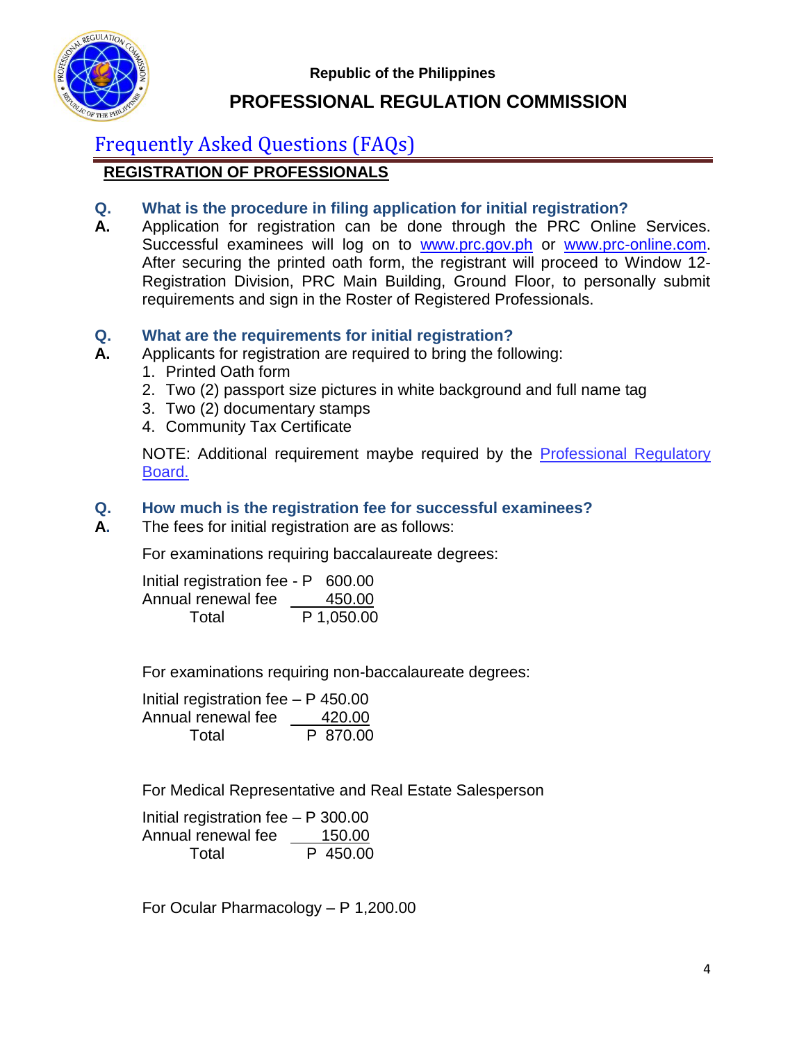Republic of the Philippines

**PROFESSIONAL REGULATION COMMISSION**

# Frequently Asked Questions (FAQs)

## REGISTRATION OF PROFESSIONALS

**Q. What is the procedure in filing application for initial registration?**

**A.** Application for registration can be done through the PRC Online Services. Successful examinees will log on to www.prc.gov.ph or www.prc-online.com. After securing the printed oath form, the registrant will proceed to Window 12-Registration Division, PRC Main Building, Ground Floor, to personally submit requirements and sign in the Roster of Registered Professionals.

**Q. What are the requirements for initial registration?**

**A.** Applicants for registration are required to bring the following:

1. Printed Oath form
2. Two (2) passport size pictures in white background and full name tag
3. Two (2) documentary stamps
4. Community Tax Certificate

NOTE: Additional requirement maybe required by the Professional Regulatory Board.

**Q. How much is the registration fee for successful examinees?**

**A.** The fees for initial registration are as follows:

For examinations requiring baccalaureate degrees:

| | |
|---|---|
| Initial registration fee - | P 600.00 |
| Annual renewal fee | 450.00 |
| Total | P 1,050.00 |

For examinations requiring non-baccalaureate degrees:

| | |
|---|---|
| Initial registration fee – | P 450.00 |
| Annual renewal fee | 420.00 |
| Total | P 870.00 |

For Medical Representative and Real Estate Salesperson

| | |
|---|---|
| Initial registration fee – | P 300.00 |
| Annual renewal fee | 150.00 |
| Total | P 450.00 |

For Ocular Pharmacology – P 1,200.00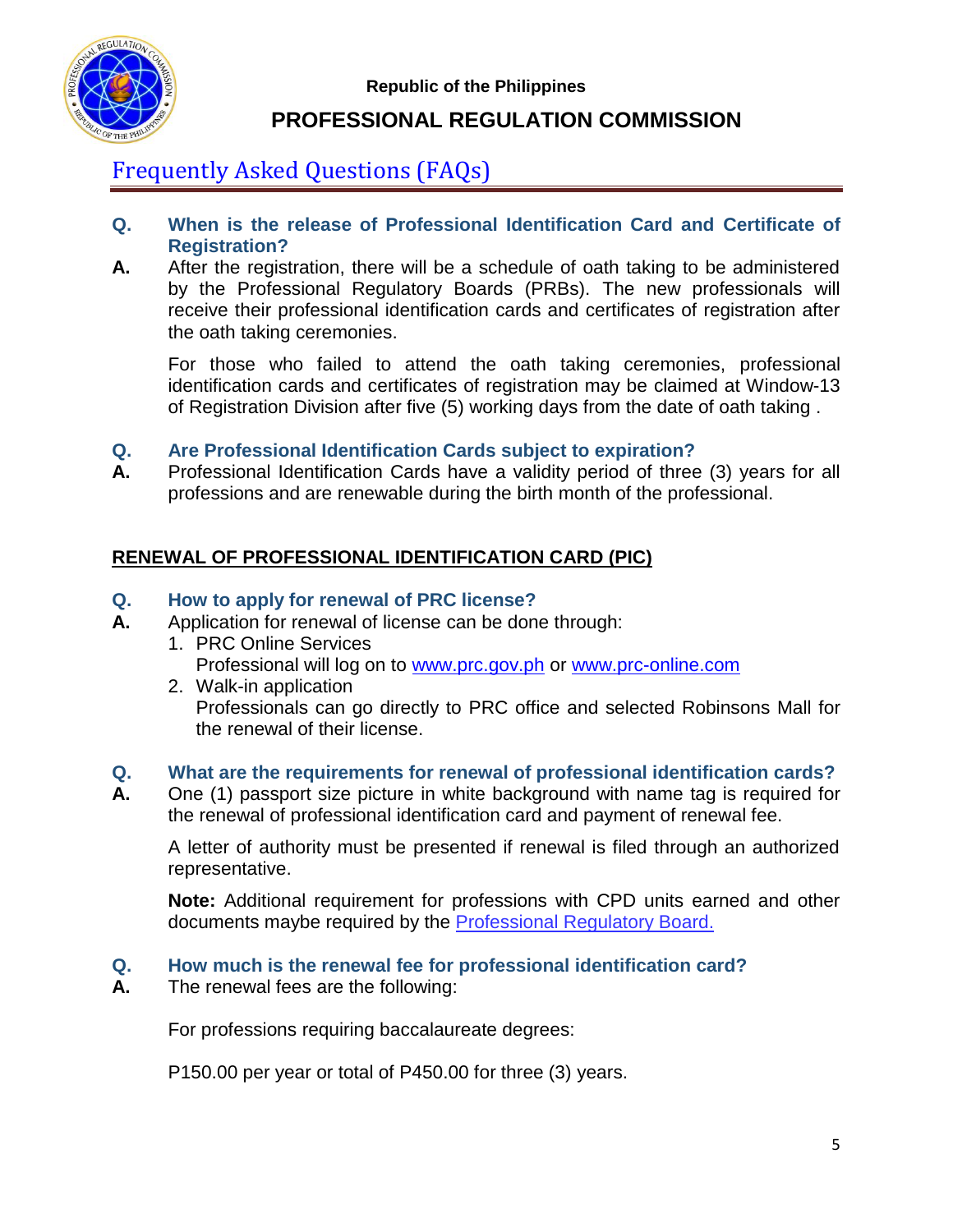Republic of the Philippines

**PROFESSIONAL REGULATION COMMISSION**

## Frequently Asked Questions (FAQs)

**Q. When is the release of Professional Identification Card and Certificate of Registration?**

**A.** After the registration, there will be a schedule of oath taking to be administered by the Professional Regulatory Boards (PRBs). The new professionals will receive their professional identification cards and certificates of registration after the oath taking ceremonies.

For those who failed to attend the oath taking ceremonies, professional identification cards and certificates of registration may be claimed at Window-13 of Registration Division after five (5) working days from the date of oath taking .

**Q. Are Professional Identification Cards subject to expiration?**

**A.** Professional Identification Cards have a validity period of three (3) years for all professions and are renewable during the birth month of the professional.

**RENEWAL OF PROFESSIONAL IDENTIFICATION CARD (PIC)**

**Q. How to apply for renewal of PRC license?**

**A.** Application for renewal of license can be done through:

1. PRC Online Services
   Professional will log on to [www.prc.gov.ph](www.prc.gov.ph) or [www.prc-online.com](www.prc-online.com)
2. Walk-in application
   Professionals can go directly to PRC office and selected Robinsons Mall for the renewal of their license.

**Q. What are the requirements for renewal of professional identification cards?**

**A.** One (1) passport size picture in white background with name tag is required for the renewal of professional identification card and payment of renewal fee.

A letter of authority must be presented if renewal is filed through an authorized representative.

**Note:** Additional requirement for professions with CPD units earned and other documents maybe required by the Professional Regulatory Board.

**Q. How much is the renewal fee for professional identification card?**

**A.** The renewal fees are the following:

For professions requiring baccalaureate degrees:

P150.00 per year or total of P450.00 for three (3) years.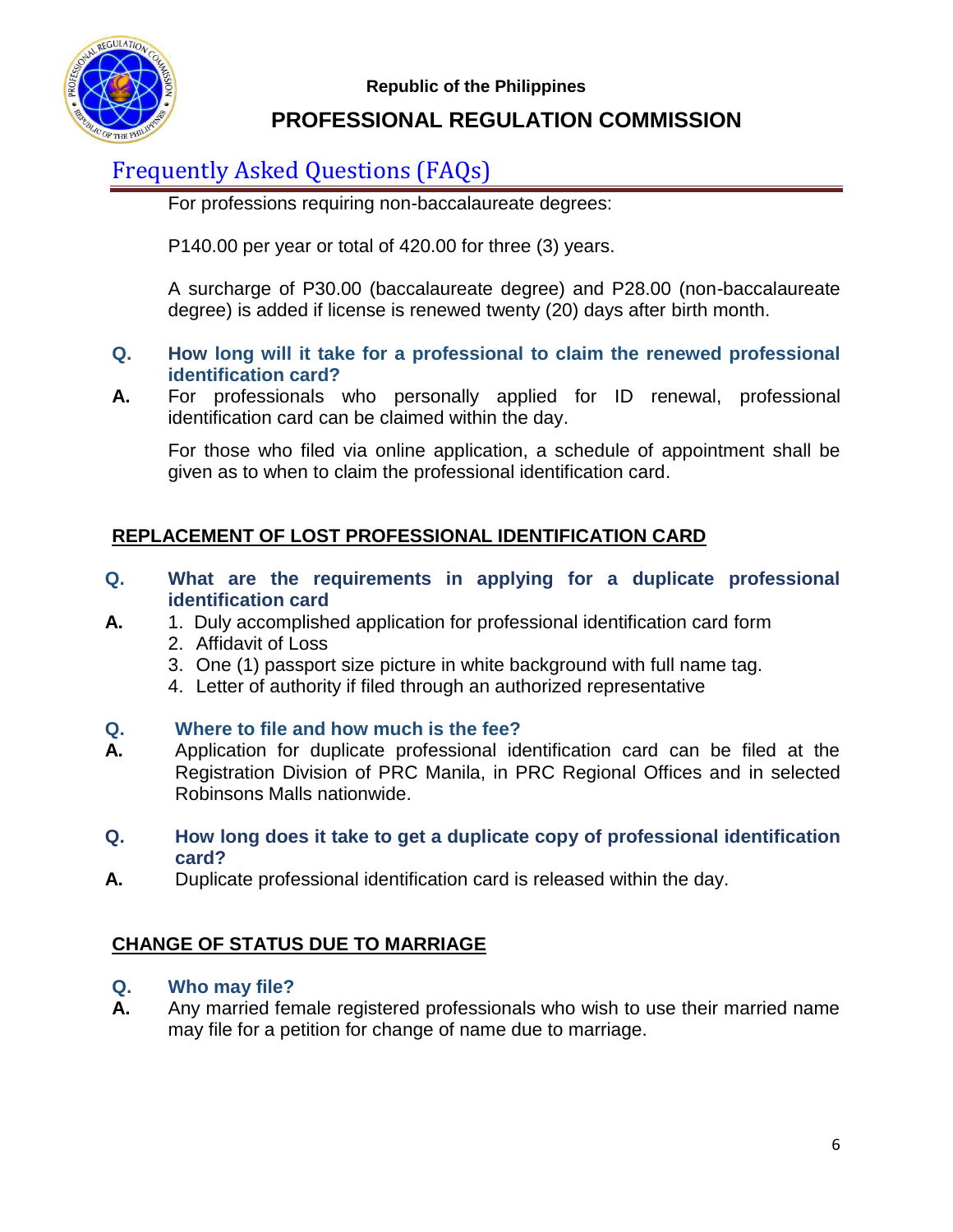For professions requiring non-baccalaureate degrees:

P140.00 per year or total of 420.00 for three (3) years.

A surcharge of P30.00 (baccalaureate degree) and P28.00 (non-baccalaureate degree) is added if license is renewed twenty (20) days after birth month.

**Q. How long will it take for a professional to claim the renewed professional identification card?**

**A.** For professionals who personally applied for ID renewal, professional identification card can be claimed within the day.

For those who filed via online application, a schedule of appointment shall be given as to when to claim the professional identification card.

## REPLACEMENT OF LOST PROFESSIONAL IDENTIFICATION CARD

**Q. What are the requirements in applying for a duplicate professional identification card**

**A.**
1. Duly accomplished application for professional identification card form
2. Affidavit of Loss
3. One (1) passport size picture in white background with full name tag.
4. Letter of authority if filed through an authorized representative

**Q. Where to file and how much is the fee?**

**A.** Application for duplicate professional identification card can be filed at the Registration Division of PRC Manila, in PRC Regional Offices and in selected Robinsons Malls nationwide.

**Q. How long does it take to get a duplicate copy of professional identification card?**

**A.** Duplicate professional identification card is released within the day.

## CHANGE OF STATUS DUE TO MARRIAGE

**Q. Who may file?**

**A.** Any married female registered professionals who wish to use their married name may file for a petition for change of name due to marriage.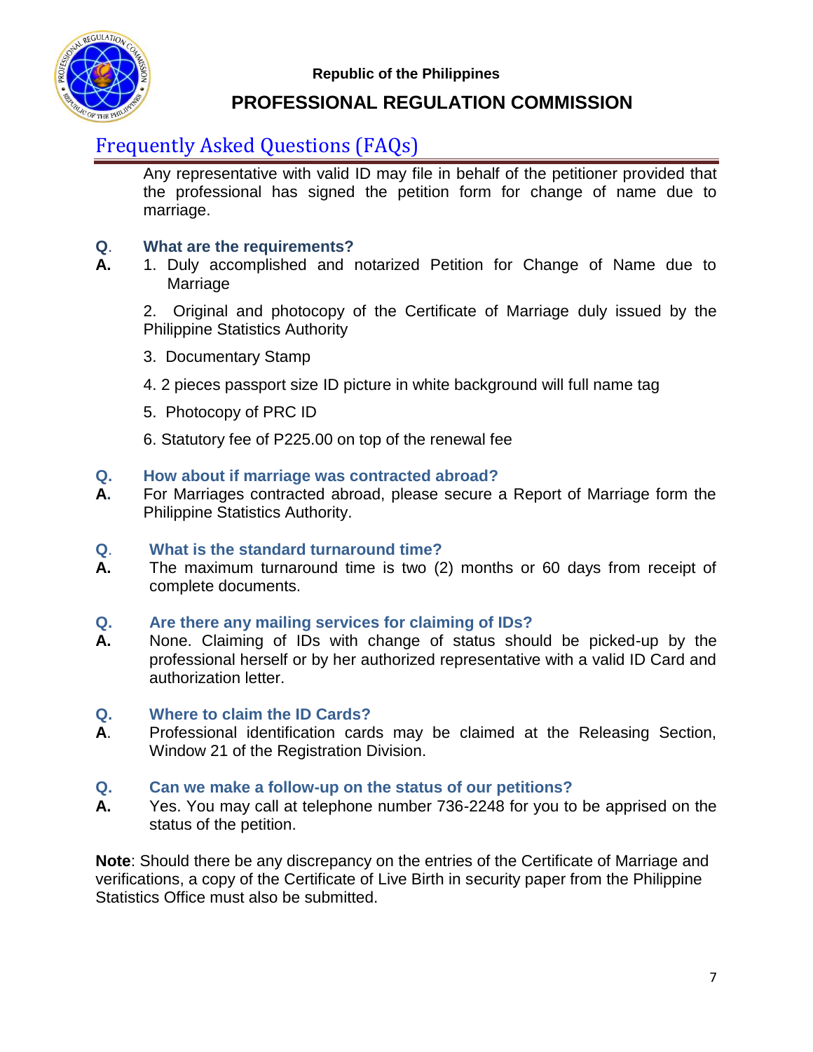Any representative with valid ID may file in behalf of the petitioner provided that the professional has signed the petition form for change of name due to marriage.

**Q. What are the requirements?**

**A.**
1. Duly accomplished and notarized Petition for Change of Name due to Marriage
2. Original and photocopy of the Certificate of Marriage duly issued by the Philippine Statistics Authority
3. Documentary Stamp
4. 2 pieces passport size ID picture in white background will full name tag
5. Photocopy of PRC ID
6. Statutory fee of P225.00 on top of the renewal fee

**Q. How about if marriage was contracted abroad?**

**A.** For Marriages contracted abroad, please secure a Report of Marriage form the Philippine Statistics Authority.

**Q. What is the standard turnaround time?**

**A.** The maximum turnaround time is two (2) months or 60 days from receipt of complete documents.

**Q. Are there any mailing services for claiming of IDs?**

**A.** None. Claiming of IDs with change of status should be picked-up by the professional herself or by her authorized representative with a valid ID Card and authorization letter.

**Q. Where to claim the ID Cards?**

**A.** Professional identification cards may be claimed at the Releasing Section, Window 21 of the Registration Division.

**Q. Can we make a follow-up on the status of our petitions?**

**A.** Yes. You may call at telephone number 736-2248 for you to be apprised on the status of the petition.

**Note**: Should there be any discrepancy on the entries of the Certificate of Marriage and verifications, a copy of the Certificate of Live Birth in security paper from the Philippine Statistics Office must also be submitted.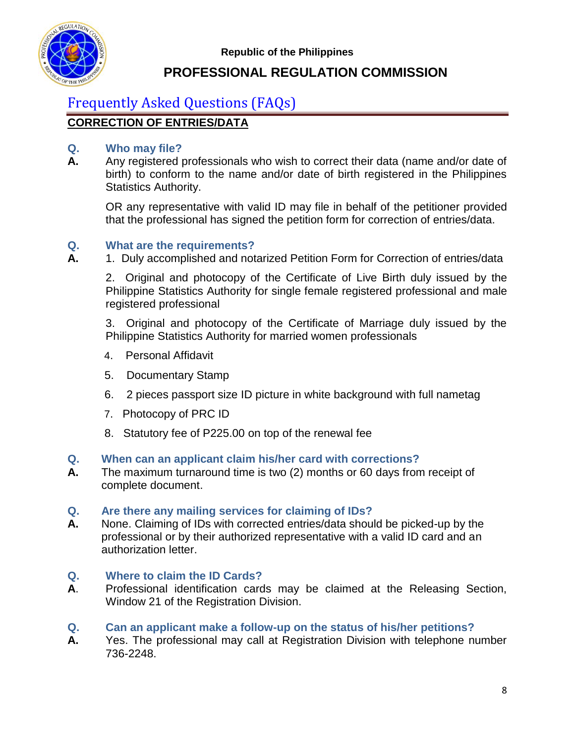**Republic of the Philippines**

## PROFESSIONAL REGULATION COMMISSION

# Frequently Asked Questions (FAQs)

## CORRECTION OF ENTRIES/DATA

**Q. Who may file?**

**A.** Any registered professionals who wish to correct their data (name and/or date of birth) to conform to the name and/or date of birth registered in the Philippines Statistics Authority.

OR any representative with valid ID may file in behalf of the petitioner provided that the professional has signed the petition form for correction of entries/data.

**Q. What are the requirements?**

**A.**

1. Duly accomplished and notarized Petition Form for Correction of entries/data
2. Original and photocopy of the Certificate of Live Birth duly issued by the Philippine Statistics Authority for single female registered professional and male registered professional
3. Original and photocopy of the Certificate of Marriage duly issued by the Philippine Statistics Authority for married women professionals
4. Personal Affidavit
5. Documentary Stamp
6. 2 pieces passport size ID picture in white background with full nametag
7. Photocopy of PRC ID
8. Statutory fee of P225.00 on top of the renewal fee

**Q. When can an applicant claim his/her card with corrections?**

**A.** The maximum turnaround time is two (2) months or 60 days from receipt of complete document.

**Q. Are there any mailing services for claiming of IDs?**

**A.** None. Claiming of IDs with corrected entries/data should be picked-up by the professional or by their authorized representative with a valid ID card and an authorization letter.

**Q. Where to claim the ID Cards?**

**A.** Professional identification cards may be claimed at the Releasing Section, Window 21 of the Registration Division.

**Q. Can an applicant make a follow-up on the status of his/her petitions?**

**A.** Yes. The professional may call at Registration Division with telephone number 736-2248.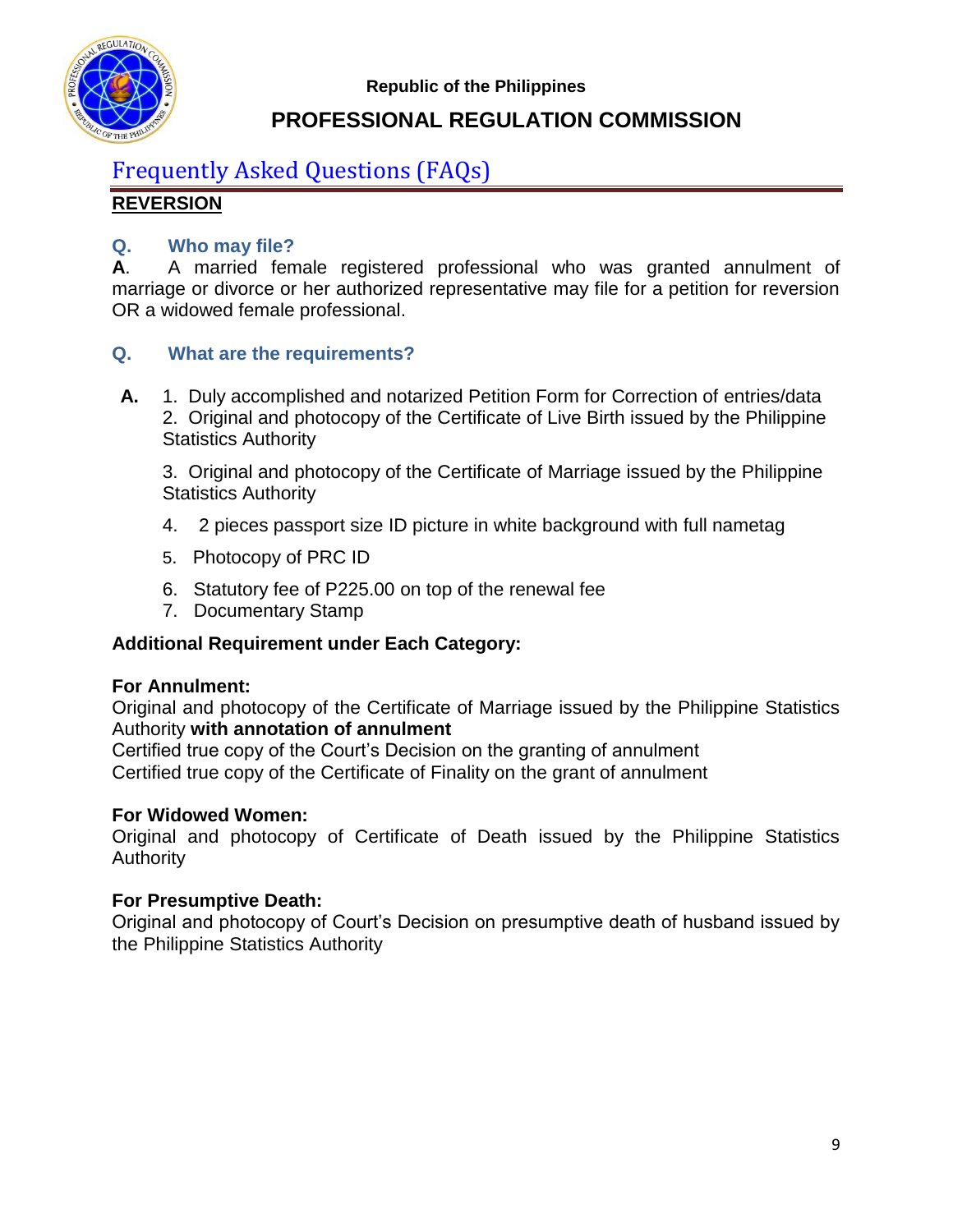Republic of the Philippines

**PROFESSIONAL REGULATION COMMISSION**

# Frequently Asked Questions (FAQs)

## REVERSION

**Q. Who may file?**

**A**. A married female registered professional who was granted annulment of marriage or divorce or her authorized representative may file for a petition for reversion OR a widowed female professional.

**Q. What are the requirements?**

**A.**

1. Duly accomplished and notarized Petition Form for Correction of entries/data
2. Original and photocopy of the Certificate of Live Birth issued by the Philippine Statistics Authority
3. Original and photocopy of the Certificate of Marriage issued by the Philippine Statistics Authority
4. 2 pieces passport size ID picture in white background with full nametag
5. Photocopy of PRC ID
6. Statutory fee of P225.00 on top of the renewal fee
7. Documentary Stamp

**Additional Requirement under Each Category:**

**For Annulment:**

Original and photocopy of the Certificate of Marriage issued by the Philippine Statistics Authority **with annotation of annulment**

Certified true copy of the Court's Decision on the granting of annulment

Certified true copy of the Certificate of Finality on the grant of annulment

**For Widowed Women:**

Original and photocopy of Certificate of Death issued by the Philippine Statistics Authority

**For Presumptive Death:**

Original and photocopy of Court's Decision on presumptive death of husband issued by the Philippine Statistics Authority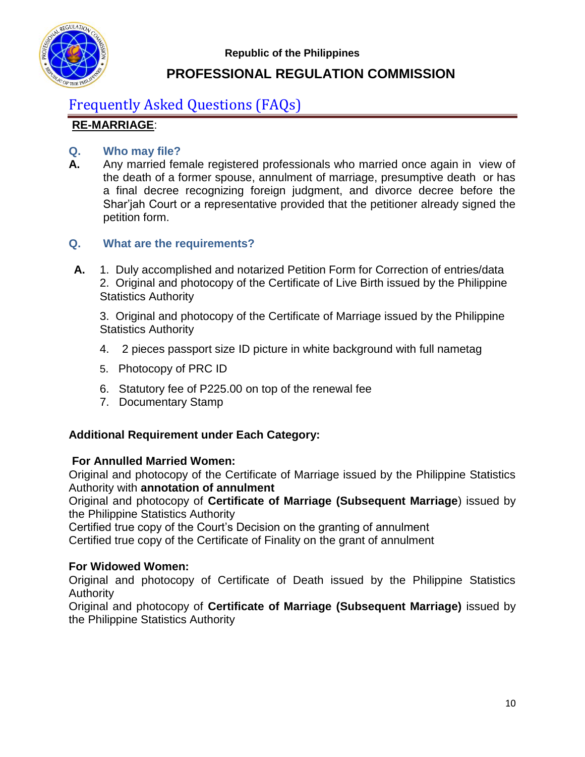Republic of the Philippines

# PROFESSIONAL REGULATION COMMISSION

## Frequently Asked Questions (FAQs)

**RE-MARRIAGE**:

**Q. Who may file?**

**A.** Any married female registered professionals who married once again in view of the death of a former spouse, annulment of marriage, presumptive death or has a final decree recognizing foreign judgment, and divorce decree before the Shar'jah Court or a representative provided that the petitioner already signed the petition form.

**Q. What are the requirements?**

**A.**

1. Duly accomplished and notarized Petition Form for Correction of entries/data
2. Original and photocopy of the Certificate of Live Birth issued by the Philippine Statistics Authority
3. Original and photocopy of the Certificate of Marriage issued by the Philippine Statistics Authority
4. 2 pieces passport size ID picture in white background with full nametag
5. Photocopy of PRC ID
6. Statutory fee of P225.00 on top of the renewal fee
7. Documentary Stamp

**Additional Requirement under Each Category:**

**For Annulled Married Women:**

Original and photocopy of the Certificate of Marriage issued by the Philippine Statistics Authority with **annotation of annulment**

Original and photocopy of **Certificate of Marriage (Subsequent Marriage**) issued by the Philippine Statistics Authority

Certified true copy of the Court's Decision on the granting of annulment

Certified true copy of the Certificate of Finality on the grant of annulment

**For Widowed Women:**

Original and photocopy of Certificate of Death issued by the Philippine Statistics Authority

Original and photocopy of **Certificate of Marriage (Subsequent Marriage)** issued by the Philippine Statistics Authority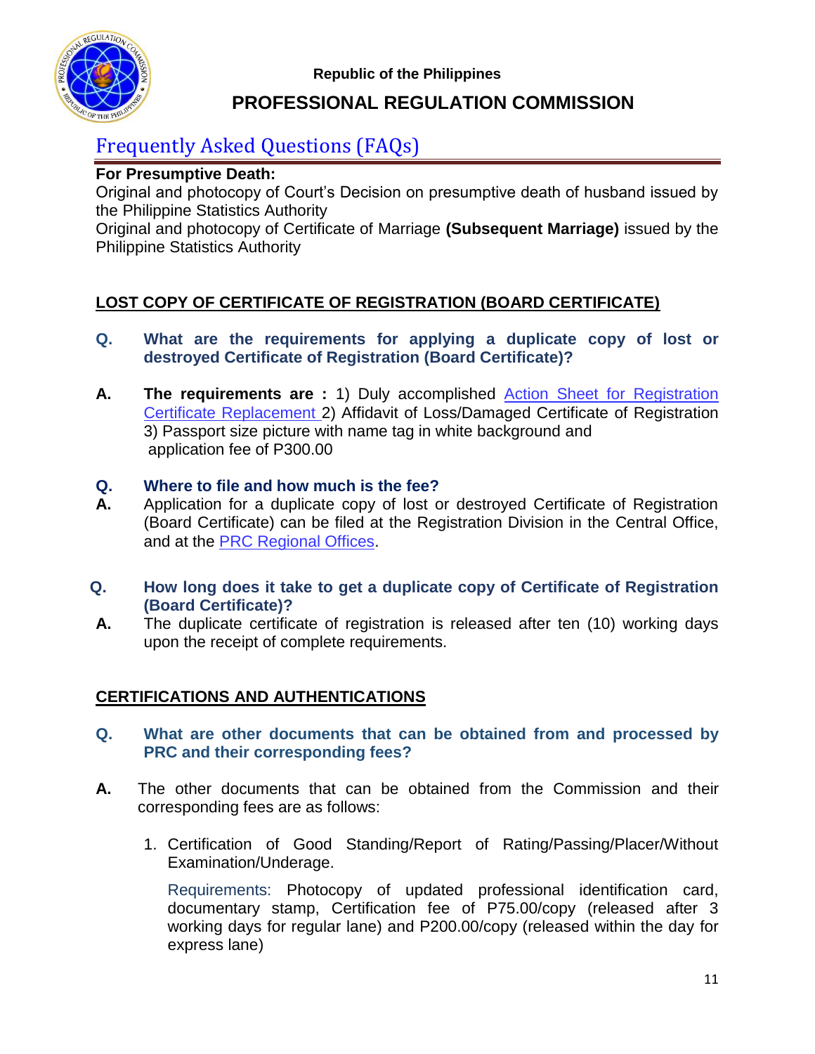**For Presumptive Death:**
Original and photocopy of Court's Decision on presumptive death of husband issued by the Philippine Statistics Authority
Original and photocopy of Certificate of Marriage **(Subsequent Marriage)** issued by the Philippine Statistics Authority

## LOST COPY OF CERTIFICATE OF REGISTRATION (BOARD CERTIFICATE)

**Q. What are the requirements for applying a duplicate copy of lost or destroyed Certificate of Registration (Board Certificate)?**

**A. The requirements are :** 1) Duly accomplished Action Sheet for Registration Certificate Replacement 2) Affidavit of Loss/Damaged Certificate of Registration 3) Passport size picture with name tag in white background and application fee of P300.00

**Q. Where to file and how much is the fee?**

**A.** Application for a duplicate copy of lost or destroyed Certificate of Registration (Board Certificate) can be filed at the Registration Division in the Central Office, and at the PRC Regional Offices.

**Q. How long does it take to get a duplicate copy of Certificate of Registration (Board Certificate)?**

**A.** The duplicate certificate of registration is released after ten (10) working days upon the receipt of complete requirements.

## CERTIFICATIONS AND AUTHENTICATIONS

**Q. What are other documents that can be obtained from and processed by PRC and their corresponding fees?**

**A.** The other documents that can be obtained from the Commission and their corresponding fees are as follows:

1. Certification of Good Standing/Report of Rating/Passing/Placer/Without Examination/Underage.

   Requirements: Photocopy of updated professional identification card, documentary stamp, Certification fee of P75.00/copy (released after 3 working days for regular lane) and P200.00/copy (released within the day for express lane)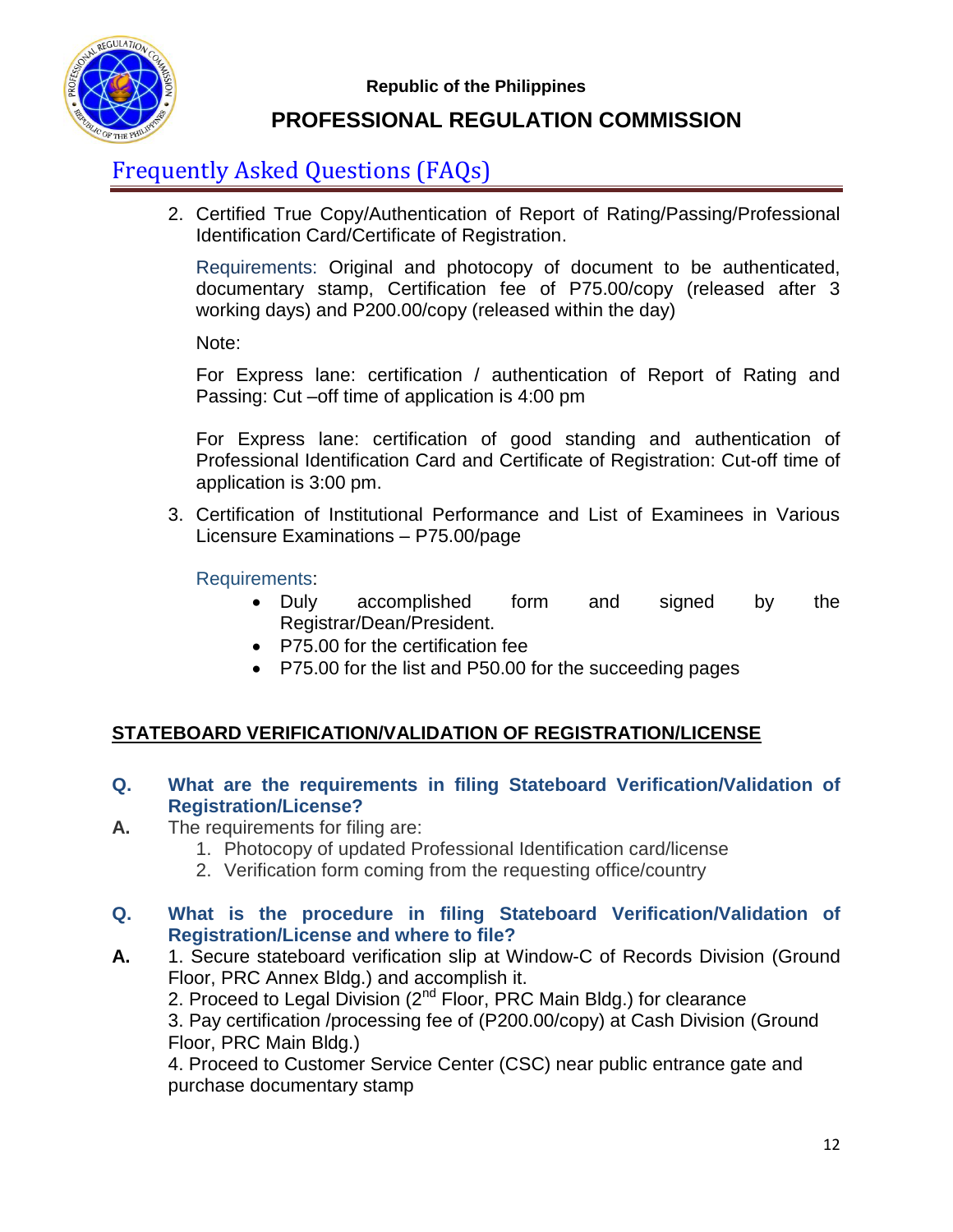Republic of the Philippines

**PROFESSIONAL REGULATION COMMISSION**

## Frequently Asked Questions (FAQs)

2. Certified True Copy/Authentication of Report of Rating/Passing/Professional Identification Card/Certificate of Registration.

   Requirements: Original and photocopy of document to be authenticated, documentary stamp, Certification fee of P75.00/copy (released after 3 working days) and P200.00/copy (released within the day)

   Note:

   For Express lane: certification / authentication of Report of Rating and Passing: Cut –off time of application is 4:00 pm

   For Express lane: certification of good standing and authentication of Professional Identification Card and Certificate of Registration: Cut-off time of application is 3:00 pm.

3. Certification of Institutional Performance and List of Examinees in Various Licensure Examinations – P75.00/page

   Requirements:
   - Duly accomplished form and signed by the Registrar/Dean/President.
   - P75.00 for the certification fee
   - P75.00 for the list and P50.00 for the succeeding pages

### STATEBOARD VERIFICATION/VALIDATION OF REGISTRATION/LICENSE

**Q. What are the requirements in filing Stateboard Verification/Validation of Registration/License?**

**A.** The requirements for filing are:
1. Photocopy of updated Professional Identification card/license
2. Verification form coming from the requesting office/country

**Q. What is the procedure in filing Stateboard Verification/Validation of Registration/License and where to file?**

**A.** 1. Secure stateboard verification slip at Window-C of Records Division (Ground Floor, PRC Annex Bldg.) and accomplish it.
2. Proceed to Legal Division (2nd Floor, PRC Main Bldg.) for clearance
3. Pay certification /processing fee of (P200.00/copy) at Cash Division (Ground Floor, PRC Main Bldg.)
4. Proceed to Customer Service Center (CSC) near public entrance gate and purchase documentary stamp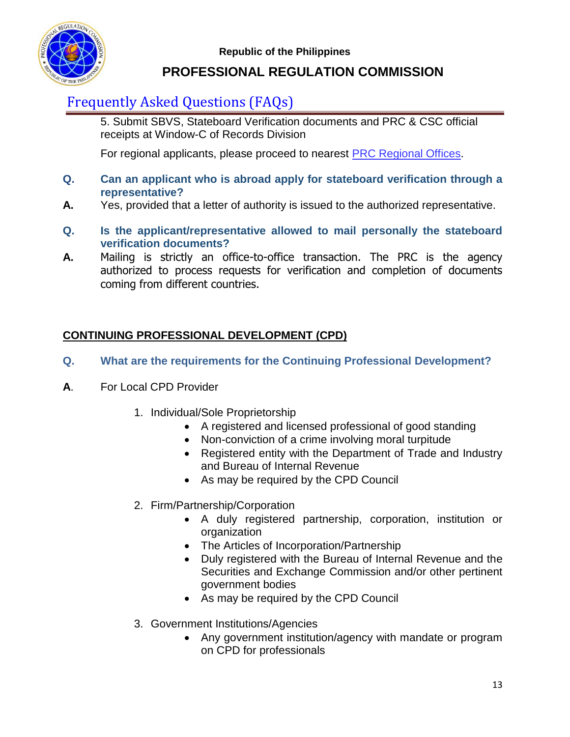5. Submit SBVS, Stateboard Verification documents and PRC & CSC official receipts at Window-C of Records Division

For regional applicants, please proceed to nearest [PRC Regional Offices](#).

**Q. Can an applicant who is abroad apply for stateboard verification through a representative?**

**A.** Yes, provided that a letter of authority is issued to the authorized representative.

**Q. Is the applicant/representative allowed to mail personally the stateboard verification documents?**

**A.** Mailing is strictly an office-to-office transaction. The PRC is the agency authorized to process requests for verification and completion of documents coming from different countries.

## CONTINUING PROFESSIONAL DEVELOPMENT (CPD)

**Q. What are the requirements for the Continuing Professional Development?**

**A.** For Local CPD Provider

1. Individual/Sole Proprietorship
    - A registered and licensed professional of good standing
    - Non-conviction of a crime involving moral turpitude
    - Registered entity with the Department of Trade and Industry and Bureau of Internal Revenue
    - As may be required by the CPD Council

2. Firm/Partnership/Corporation
    - A duly registered partnership, corporation, institution or organization
    - The Articles of Incorporation/Partnership
    - Duly registered with the Bureau of Internal Revenue and the Securities and Exchange Commission and/or other pertinent government bodies
    - As may be required by the CPD Council

3. Government Institutions/Agencies
    - Any government institution/agency with mandate or program on CPD for professionals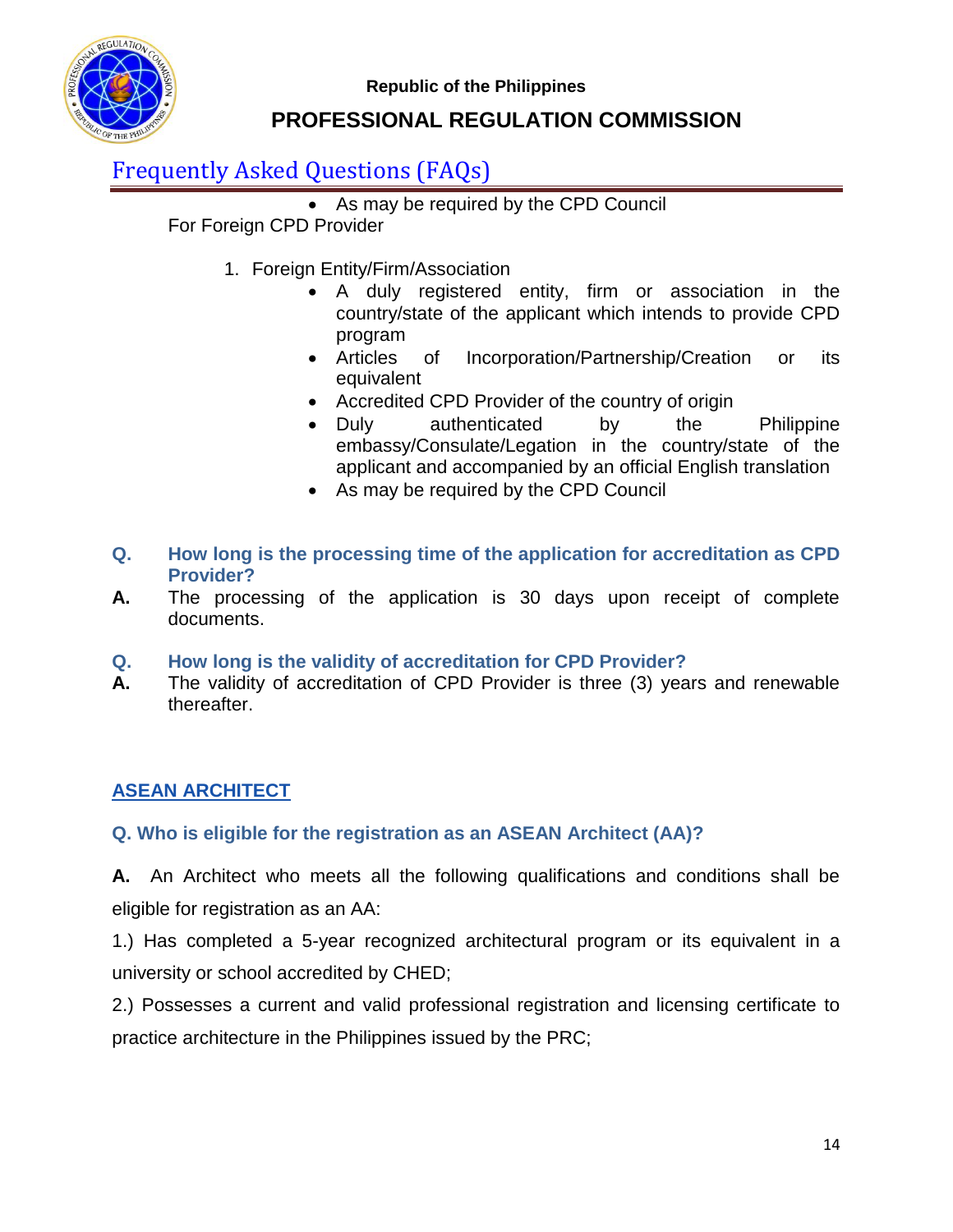- As may be required by the CPD Council

For Foreign CPD Provider

1. Foreign Entity/Firm/Association
   - A duly registered entity, firm or association in the country/state of the applicant which intends to provide CPD program
   - Articles of Incorporation/Partnership/Creation or its equivalent
   - Accredited CPD Provider of the country of origin
   - Duly authenticated by the Philippine embassy/Consulate/Legation in the country/state of the applicant and accompanied by an official English translation
   - As may be required by the CPD Council

**Q. How long is the processing time of the application for accreditation as CPD Provider?**

**A.** The processing of the application is 30 days upon receipt of complete documents.

**Q. How long is the validity of accreditation for CPD Provider?**

**A.** The validity of accreditation of CPD Provider is three (3) years and renewable thereafter.

## ASEAN ARCHITECT

**Q. Who is eligible for the registration as an ASEAN Architect (AA)?**

**A.** An Architect who meets all the following qualifications and conditions shall be eligible for registration as an AA:

1.) Has completed a 5-year recognized architectural program or its equivalent in a university or school accredited by CHED;

2.) Possesses a current and valid professional registration and licensing certificate to practice architecture in the Philippines issued by the PRC;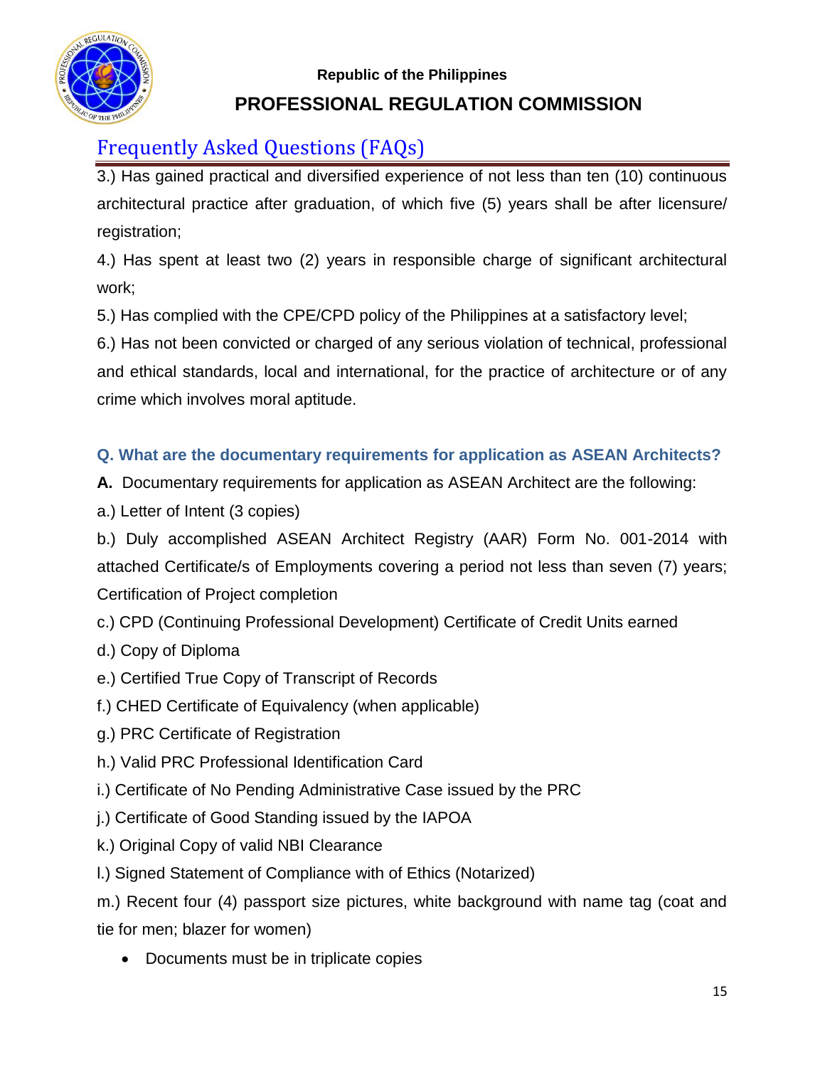## Frequently Asked Questions (FAQs)

3.) Has gained practical and diversified experience of not less than ten (10) continuous architectural practice after graduation, of which five (5) years shall be after licensure/ registration;

4.) Has spent at least two (2) years in responsible charge of significant architectural work;

5.) Has complied with the CPE/CPD policy of the Philippines at a satisfactory level;

6.) Has not been convicted or charged of any serious violation of technical, professional and ethical standards, local and international, for the practice of architecture or of any crime which involves moral aptitude.

**Q. What are the documentary requirements for application as ASEAN Architects?**

**A.** Documentary requirements for application as ASEAN Architect are the following:

a.) Letter of Intent (3 copies)

b.) Duly accomplished ASEAN Architect Registry (AAR) Form No. 001-2014 with attached Certificate/s of Employments covering a period not less than seven (7) years; Certification of Project completion

c.) CPD (Continuing Professional Development) Certificate of Credit Units earned

d.) Copy of Diploma

e.) Certified True Copy of Transcript of Records

f.) CHED Certificate of Equivalency (when applicable)

g.) PRC Certificate of Registration

h.) Valid PRC Professional Identification Card

i.) Certificate of No Pending Administrative Case issued by the PRC

j.) Certificate of Good Standing issued by the IAPOA

k.) Original Copy of valid NBI Clearance

l.) Signed Statement of Compliance with of Ethics (Notarized)

m.) Recent four (4) passport size pictures, white background with name tag (coat and tie for men; blazer for women)

- Documents must be in triplicate copies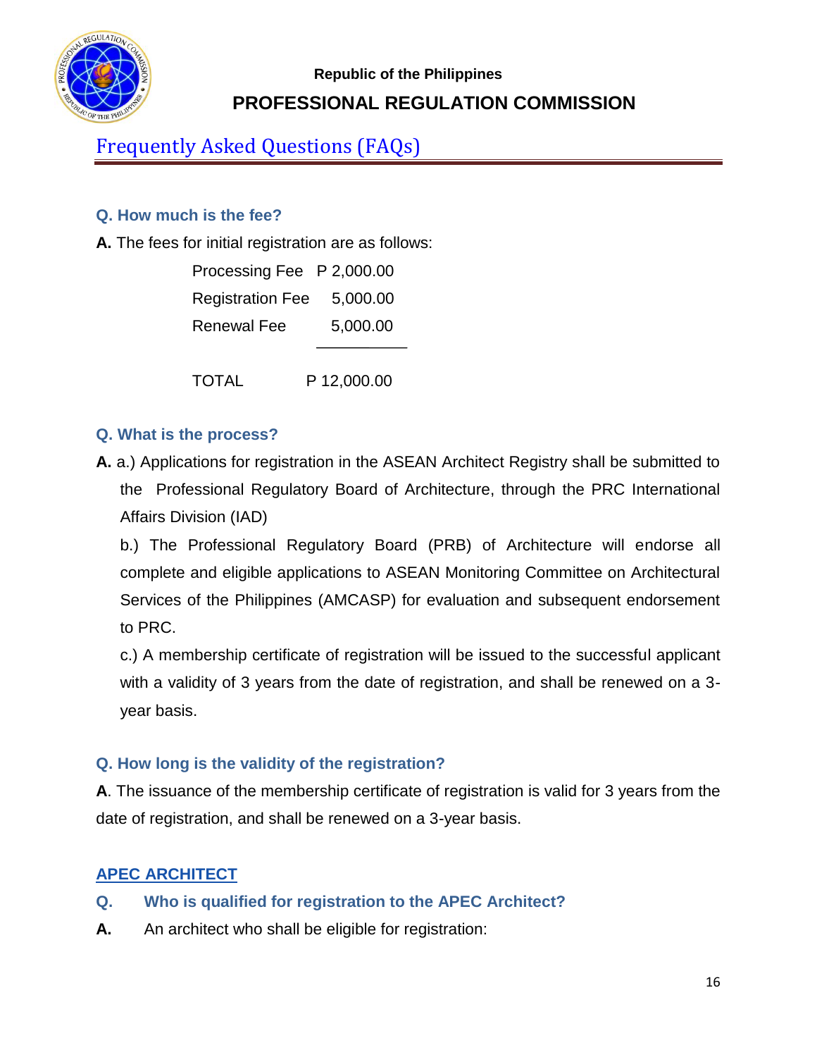Republic of the Philippines

**PROFESSIONAL REGULATION COMMISSION**

## Frequently Asked Questions (FAQs)

**Q. How much is the fee?**

**A.** The fees for initial registration are as follows:

| | |
|---|---|
| Processing Fee | P 2,000.00 |
| Registration Fee | 5,000.00 |
| Renewal Fee | 5,000.00 |
| TOTAL | P 12,000.00 |

**Q. What is the process?**

**A.** a.) Applications for registration in the ASEAN Architect Registry shall be submitted to the Professional Regulatory Board of Architecture, through the PRC International Affairs Division (IAD)

b.) The Professional Regulatory Board (PRB) of Architecture will endorse all complete and eligible applications to ASEAN Monitoring Committee on Architectural Services of the Philippines (AMCASP) for evaluation and subsequent endorsement to PRC.

c.) A membership certificate of registration will be issued to the successful applicant with a validity of 3 years from the date of registration, and shall be renewed on a 3-year basis.

**Q. How long is the validity of the registration?**

**A**. The issuance of the membership certificate of registration is valid for 3 years from the date of registration, and shall be renewed on a 3-year basis.

## APEC ARCHITECT

**Q. Who is qualified for registration to the APEC Architect?**

**A.** An architect who shall be eligible for registration: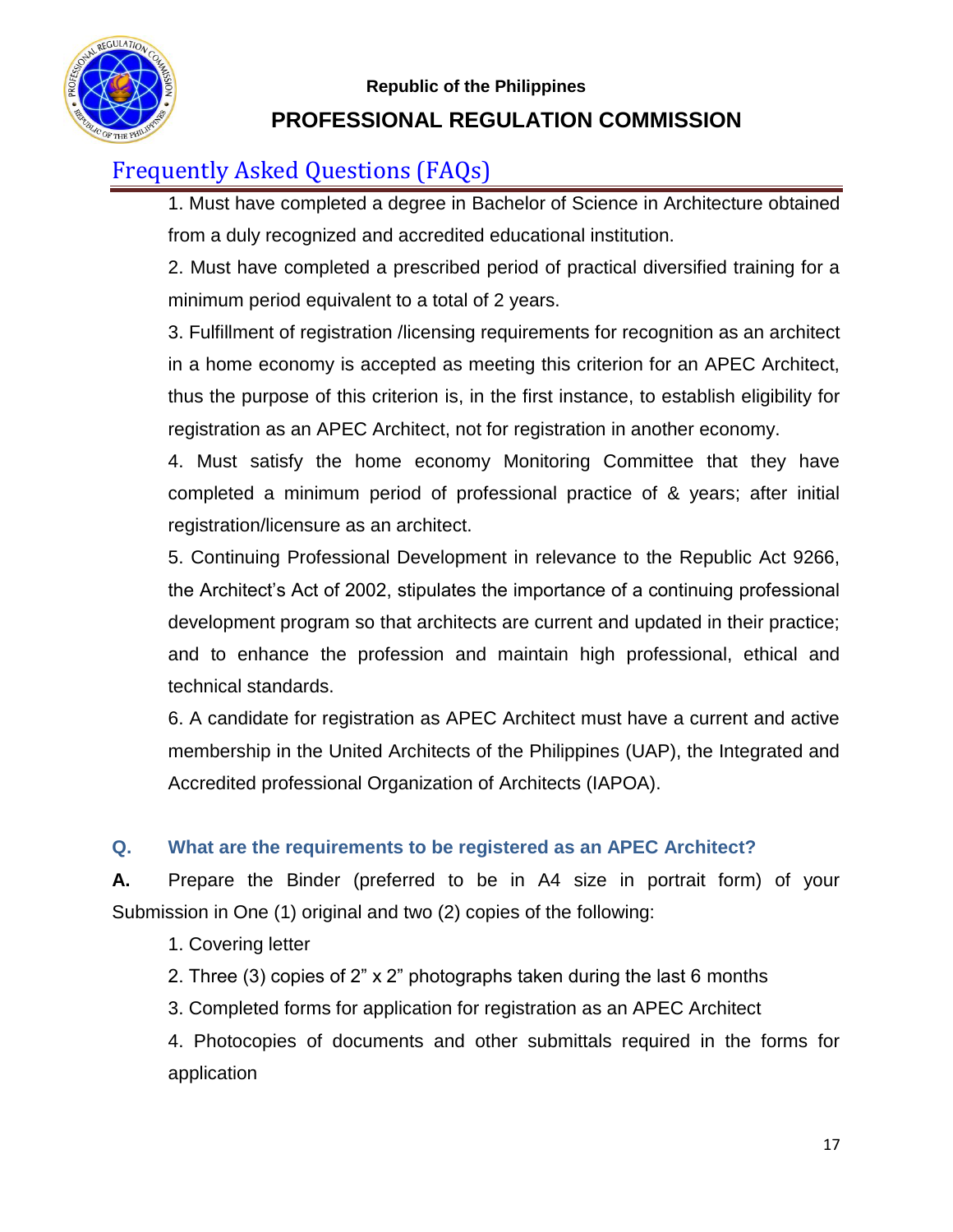1. Must have completed a degree in Bachelor of Science in Architecture obtained from a duly recognized and accredited educational institution.

2. Must have completed a prescribed period of practical diversified training for a minimum period equivalent to a total of 2 years.

3. Fulfillment of registration /licensing requirements for recognition as an architect in a home economy is accepted as meeting this criterion for an APEC Architect, thus the purpose of this criterion is, in the first instance, to establish eligibility for registration as an APEC Architect, not for registration in another economy.

4. Must satisfy the home economy Monitoring Committee that they have completed a minimum period of professional practice of & years; after initial registration/licensure as an architect.

5. Continuing Professional Development in relevance to the Republic Act 9266, the Architect's Act of 2002, stipulates the importance of a continuing professional development program so that architects are current and updated in their practice; and to enhance the profession and maintain high professional, ethical and technical standards.

6. A candidate for registration as APEC Architect must have a current and active membership in the United Architects of the Philippines (UAP), the Integrated and Accredited professional Organization of Architects (IAPOA).

**Q. What are the requirements to be registered as an APEC Architect?**

**A.** Prepare the Binder (preferred to be in A4 size in portrait form) of your Submission in One (1) original and two (2) copies of the following:

1. Covering letter
2. Three (3) copies of 2" x 2" photographs taken during the last 6 months
3. Completed forms for application for registration as an APEC Architect
4. Photocopies of documents and other submittals required in the forms for application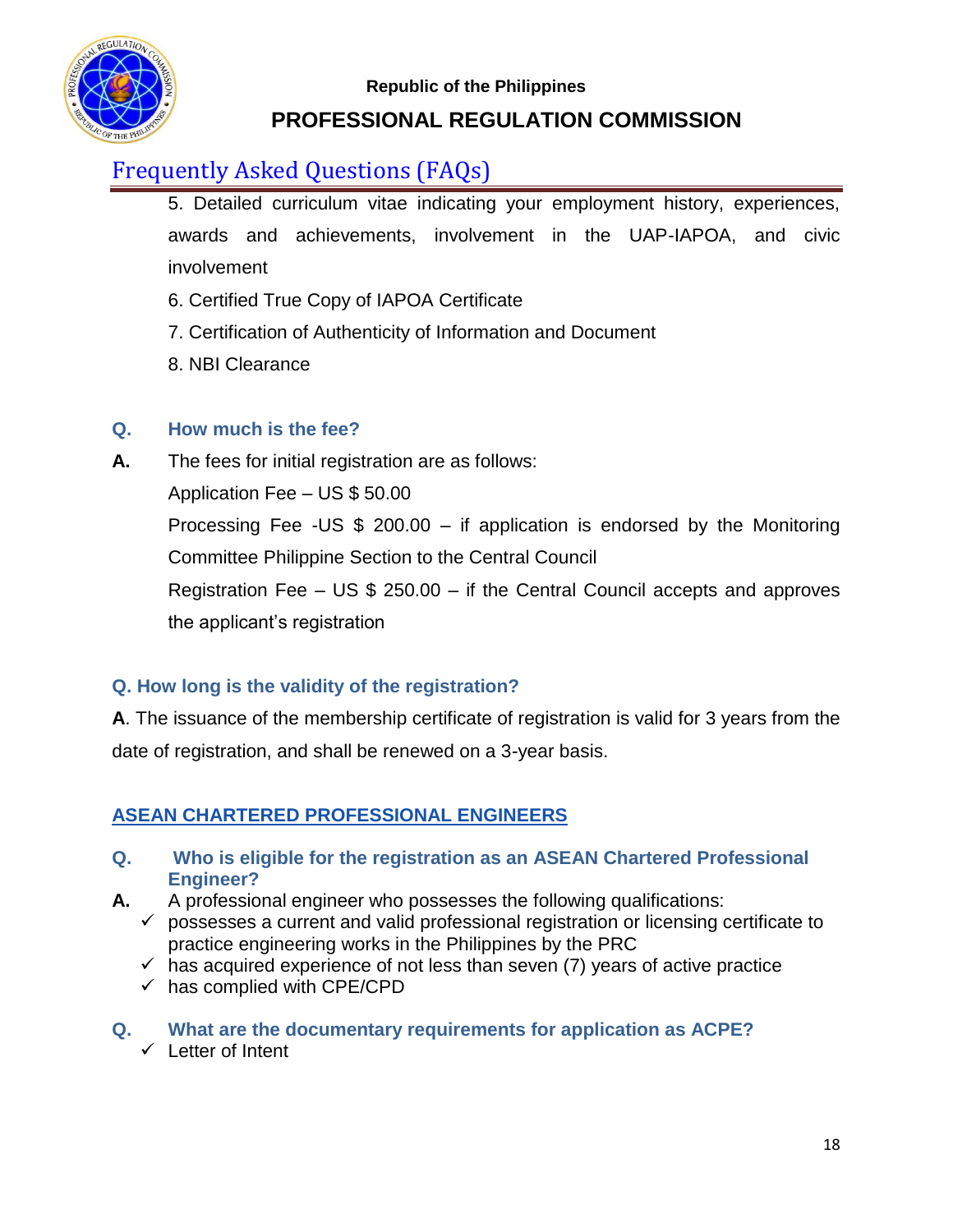5. Detailed curriculum vitae indicating your employment history, experiences, awards and achievements, involvement in the UAP-IAPOA, and civic involvement
6. Certified True Copy of IAPOA Certificate
7. Certification of Authenticity of Information and Document
8. NBI Clearance

**Q. How much is the fee?**

**A.** The fees for initial registration are as follows:

Application Fee – US $ 50.00

Processing Fee -US $ 200.00 – if application is endorsed by the Monitoring Committee Philippine Section to the Central Council

Registration Fee – US $ 250.00 – if the Central Council accepts and approves the applicant's registration

**Q. How long is the validity of the registration?**

**A**. The issuance of the membership certificate of registration is valid for 3 years from the date of registration, and shall be renewed on a 3-year basis.

## ASEAN CHARTERED PROFESSIONAL ENGINEERS

**Q. Who is eligible for the registration as an ASEAN Chartered Professional Engineer?**

**A.** A professional engineer who possesses the following qualifications:

- ✓ possesses a current and valid professional registration or licensing certificate to practice engineering works in the Philippines by the PRC
- ✓ has acquired experience of not less than seven (7) years of active practice
- ✓ has complied with CPE/CPD

**Q. What are the documentary requirements for application as ACPE?**

- ✓ Letter of Intent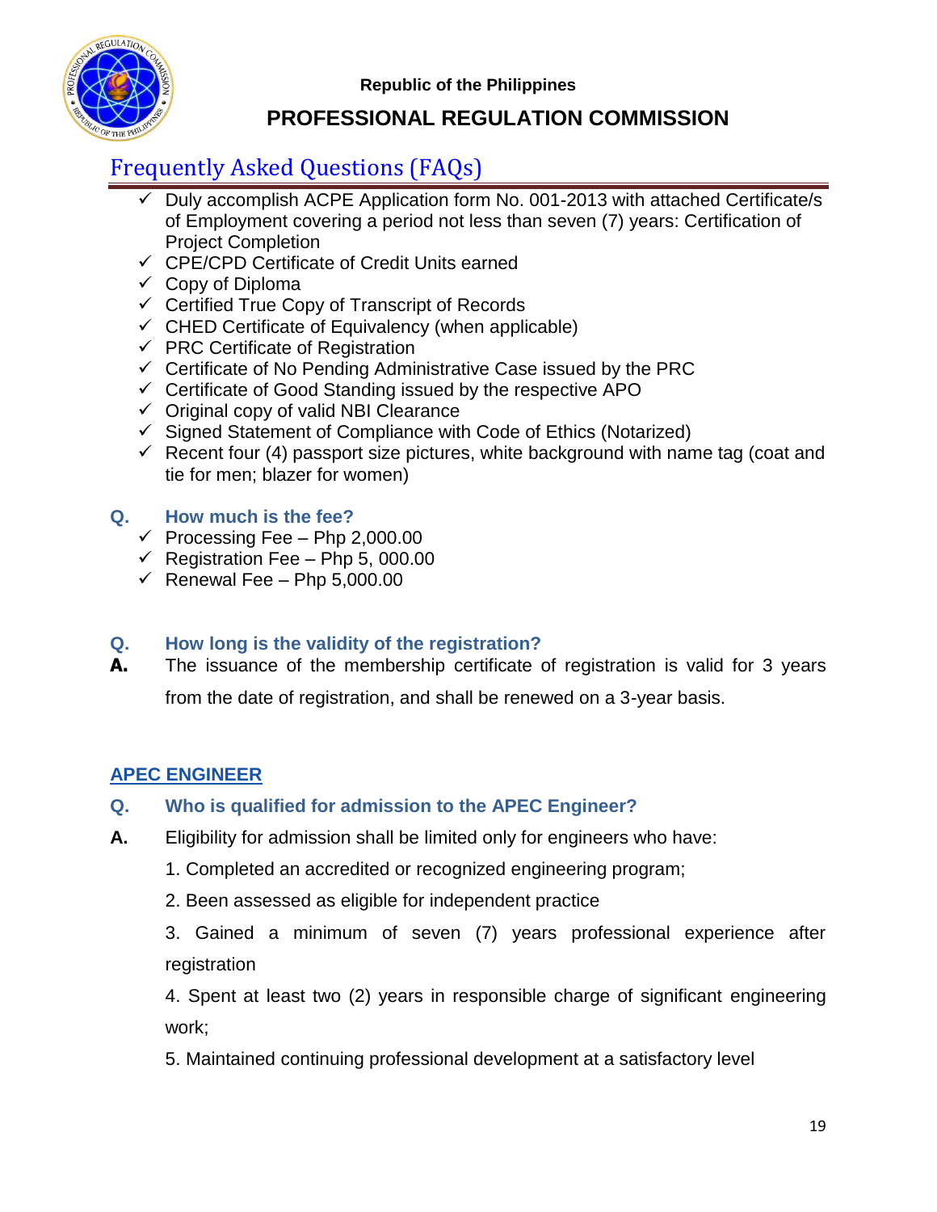- ✓ Duly accomplish ACPE Application form No. 001-2013 with attached Certificate/s of Employment covering a period not less than seven (7) years: Certification of Project Completion
- ✓ CPE/CPD Certificate of Credit Units earned
- ✓ Copy of Diploma
- ✓ Certified True Copy of Transcript of Records
- ✓ CHED Certificate of Equivalency (when applicable)
- ✓ PRC Certificate of Registration
- ✓ Certificate of No Pending Administrative Case issued by the PRC
- ✓ Certificate of Good Standing issued by the respective APO
- ✓ Original copy of valid NBI Clearance
- ✓ Signed Statement of Compliance with Code of Ethics (Notarized)
- ✓ Recent four (4) passport size pictures, white background with name tag (coat and tie for men; blazer for women)

**Q. How much is the fee?**

- ✓ Processing Fee – Php 2,000.00
- ✓ Registration Fee – Php 5, 000.00
- ✓ Renewal Fee – Php 5,000.00

**Q. How long is the validity of the registration?**

**A.** The issuance of the membership certificate of registration is valid for 3 years from the date of registration, and shall be renewed on a 3-year basis.

## APEC ENGINEER

**Q. Who is qualified for admission to the APEC Engineer?**

**A.** Eligibility for admission shall be limited only for engineers who have:

1. Completed an accredited or recognized engineering program;
2. Been assessed as eligible for independent practice
3. Gained a minimum of seven (7) years professional experience after registration
4. Spent at least two (2) years in responsible charge of significant engineering work;
5. Maintained continuing professional development at a satisfactory level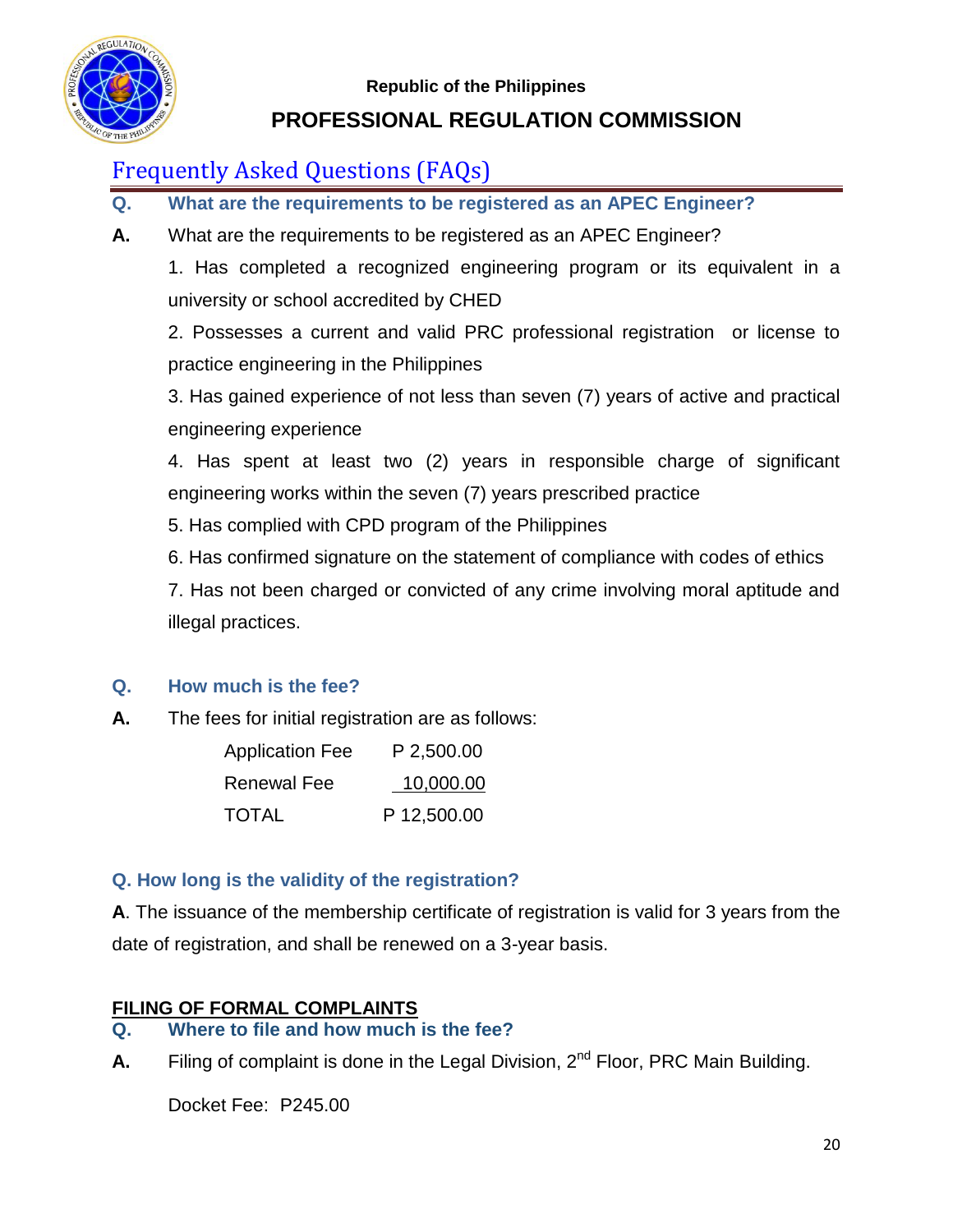Republic of the Philippines

**PROFESSIONAL REGULATION COMMISSION**

## Frequently Asked Questions (FAQs)

**Q. What are the requirements to be registered as an APEC Engineer?**

**A.** What are the requirements to be registered as an APEC Engineer?

1. Has completed a recognized engineering program or its equivalent in a university or school accredited by CHED
2. Possesses a current and valid PRC professional registration or license to practice engineering in the Philippines
3. Has gained experience of not less than seven (7) years of active and practical engineering experience
4. Has spent at least two (2) years in responsible charge of significant engineering works within the seven (7) years prescribed practice
5. Has complied with CPD program of the Philippines
6. Has confirmed signature on the statement of compliance with codes of ethics
7. Has not been charged or convicted of any crime involving moral aptitude and illegal practices.

**Q. How much is the fee?**

**A.** The fees for initial registration are as follows:

| | |
|---|---|
| Application Fee | P 2,500.00 |
| Renewal Fee | 10,000.00 |
| TOTAL | P 12,500.00 |

**Q. How long is the validity of the registration?**

**A**. The issuance of the membership certificate of registration is valid for 3 years from the date of registration, and shall be renewed on a 3-year basis.

**FILING OF FORMAL COMPLAINTS**

**Q. Where to file and how much is the fee?**

**A.** Filing of complaint is done in the Legal Division, 2nd Floor, PRC Main Building.

Docket Fee: P245.00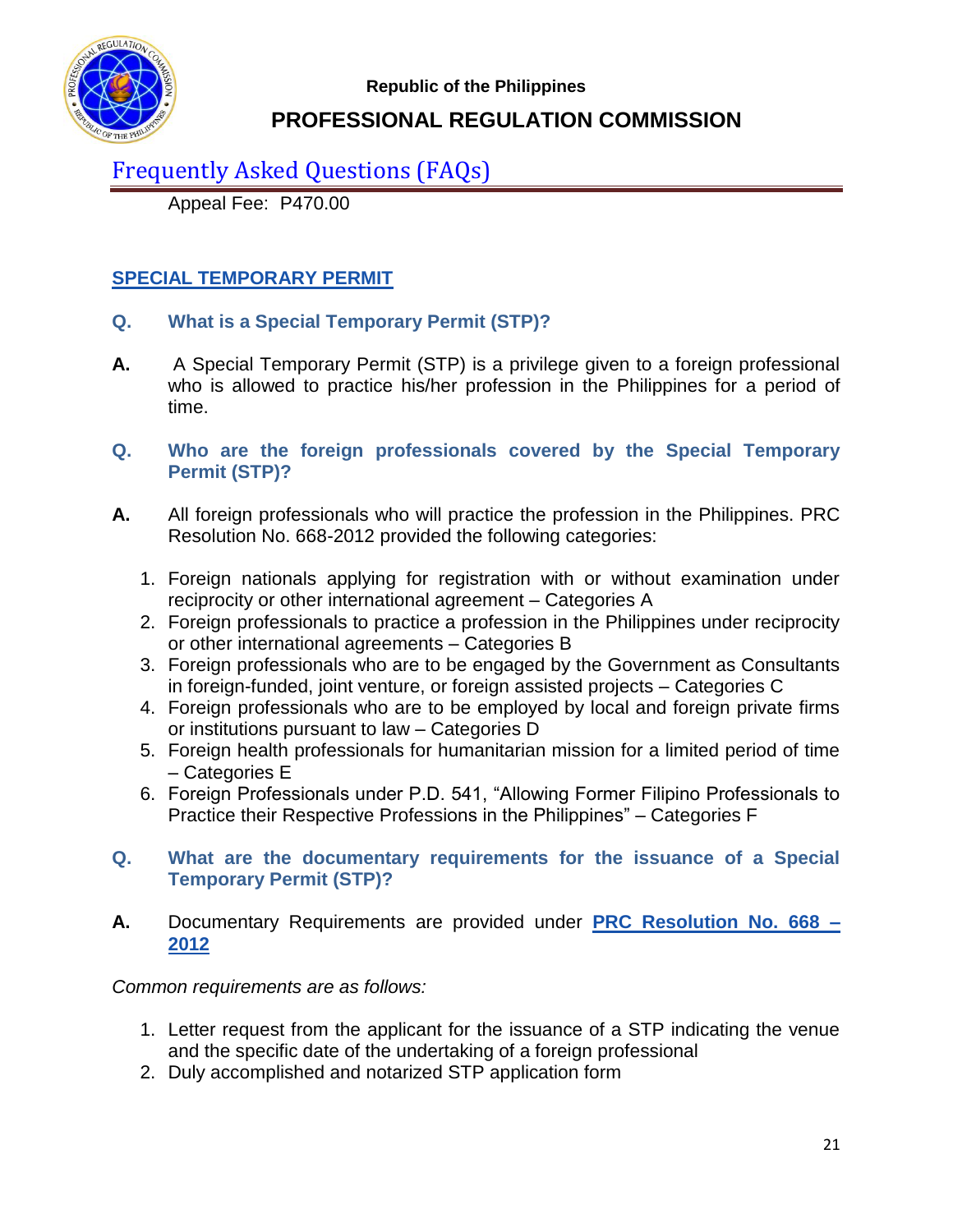Appeal Fee: P470.00

## SPECIAL TEMPORARY PERMIT

**Q. What is a Special Temporary Permit (STP)?**

**A.** A Special Temporary Permit (STP) is a privilege given to a foreign professional who is allowed to practice his/her profession in the Philippines for a period of time.

**Q. Who are the foreign professionals covered by the Special Temporary Permit (STP)?**

**A.** All foreign professionals who will practice the profession in the Philippines. PRC Resolution No. 668-2012 provided the following categories:

1. Foreign nationals applying for registration with or without examination under reciprocity or other international agreement – Categories A
2. Foreign professionals to practice a profession in the Philippines under reciprocity or other international agreements – Categories B
3. Foreign professionals who are to be engaged by the Government as Consultants in foreign-funded, joint venture, or foreign assisted projects – Categories C
4. Foreign professionals who are to be employed by local and foreign private firms or institutions pursuant to law – Categories D
5. Foreign health professionals for humanitarian mission for a limited period of time – Categories E
6. Foreign Professionals under P.D. 541, "Allowing Former Filipino Professionals to Practice their Respective Professions in the Philippines" – Categories F

**Q. What are the documentary requirements for the issuance of a Special Temporary Permit (STP)?**

**A.** Documentary Requirements are provided under **PRC Resolution No. 668 – 2012**

*Common requirements are as follows:*

1. Letter request from the applicant for the issuance of a STP indicating the venue and the specific date of the undertaking of a foreign professional
2. Duly accomplished and notarized STP application form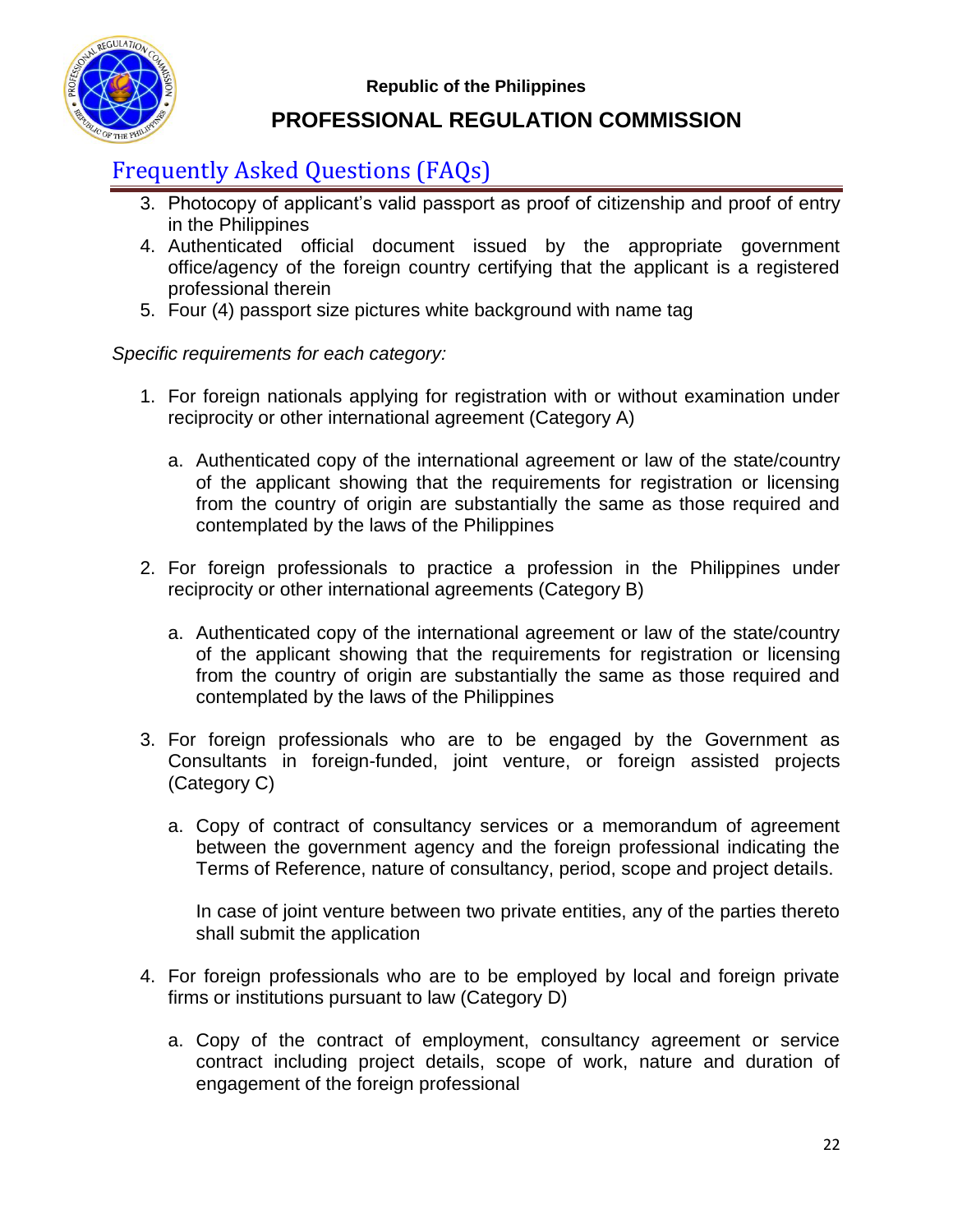3. Photocopy of applicant's valid passport as proof of citizenship and proof of entry in the Philippines
4. Authenticated official document issued by the appropriate government office/agency of the foreign country certifying that the applicant is a registered professional therein
5. Four (4) passport size pictures white background with name tag

*Specific requirements for each category:*

1. For foreign nationals applying for registration with or without examination under reciprocity or other international agreement (Category A)

   a. Authenticated copy of the international agreement or law of the state/country of the applicant showing that the requirements for registration or licensing from the country of origin are substantially the same as those required and contemplated by the laws of the Philippines

2. For foreign professionals to practice a profession in the Philippines under reciprocity or other international agreements (Category B)

   a. Authenticated copy of the international agreement or law of the state/country of the applicant showing that the requirements for registration or licensing from the country of origin are substantially the same as those required and contemplated by the laws of the Philippines

3. For foreign professionals who are to be engaged by the Government as Consultants in foreign-funded, joint venture, or foreign assisted projects (Category C)

   a. Copy of contract of consultancy services or a memorandum of agreement between the government agency and the foreign professional indicating the Terms of Reference, nature of consultancy, period, scope and project details.

      In case of joint venture between two private entities, any of the parties thereto shall submit the application

4. For foreign professionals who are to be employed by local and foreign private firms or institutions pursuant to law (Category D)

   a. Copy of the contract of employment, consultancy agreement or service contract including project details, scope of work, nature and duration of engagement of the foreign professional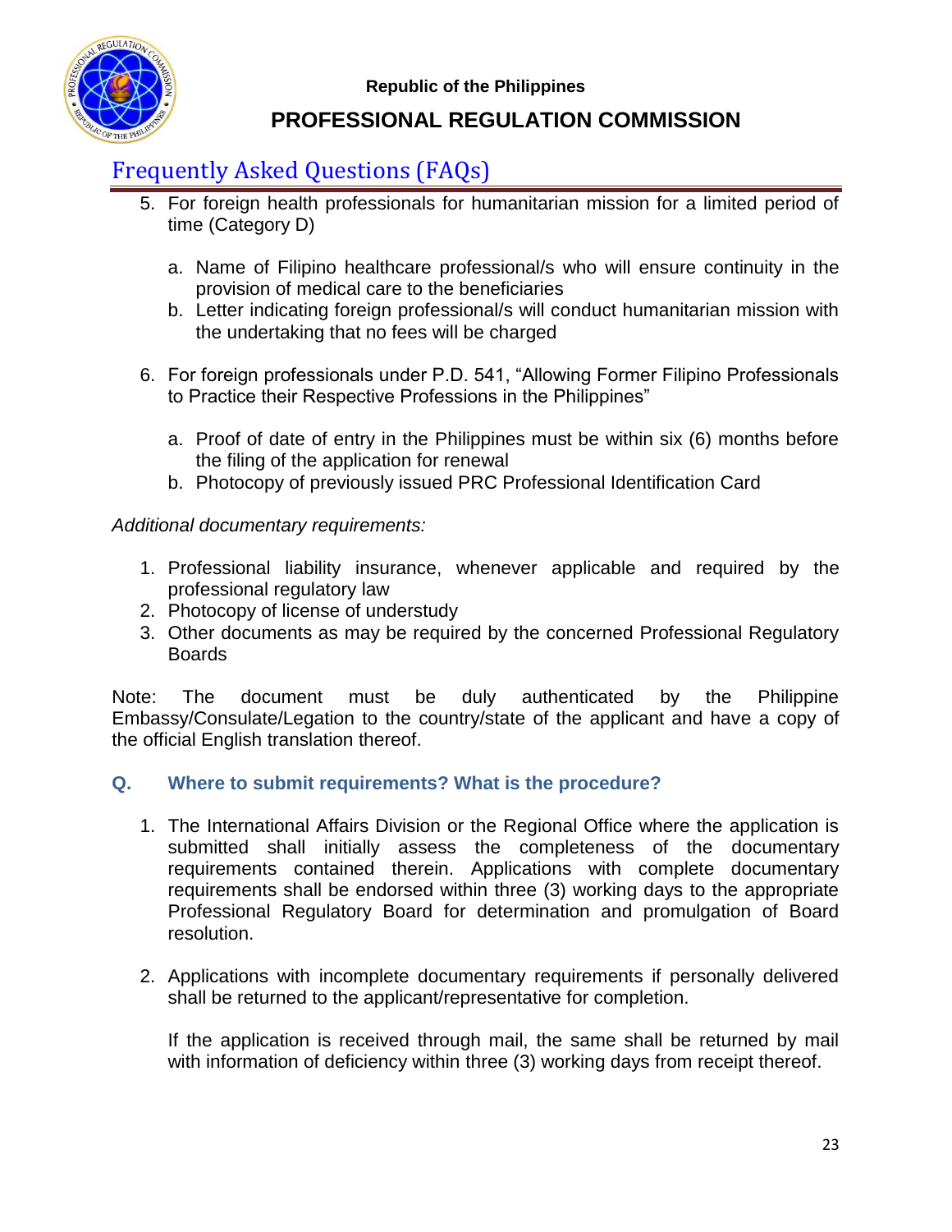5. For foreign health professionals for humanitarian mission for a limited period of time (Category D)

   a. Name of Filipino healthcare professional/s who will ensure continuity in the provision of medical care to the beneficiaries
   b. Letter indicating foreign professional/s will conduct humanitarian mission with the undertaking that no fees will be charged

6. For foreign professionals under P.D. 541, "Allowing Former Filipino Professionals to Practice their Respective Professions in the Philippines"

   a. Proof of date of entry in the Philippines must be within six (6) months before the filing of the application for renewal
   b. Photocopy of previously issued PRC Professional Identification Card

*Additional documentary requirements:*

1. Professional liability insurance, whenever applicable and required by the professional regulatory law
2. Photocopy of license of understudy
3. Other documents as may be required by the concerned Professional Regulatory Boards

Note: The document must be duly authenticated by the Philippine Embassy/Consulate/Legation to the country/state of the applicant and have a copy of the official English translation thereof.

### Q. Where to submit requirements? What is the procedure?

1. The International Affairs Division or the Regional Office where the application is submitted shall initially assess the completeness of the documentary requirements contained therein. Applications with complete documentary requirements shall be endorsed within three (3) working days to the appropriate Professional Regulatory Board for determination and promulgation of Board resolution.

2. Applications with incomplete documentary requirements if personally delivered shall be returned to the applicant/representative for completion.

   If the application is received through mail, the same shall be returned by mail with information of deficiency within three (3) working days from receipt thereof.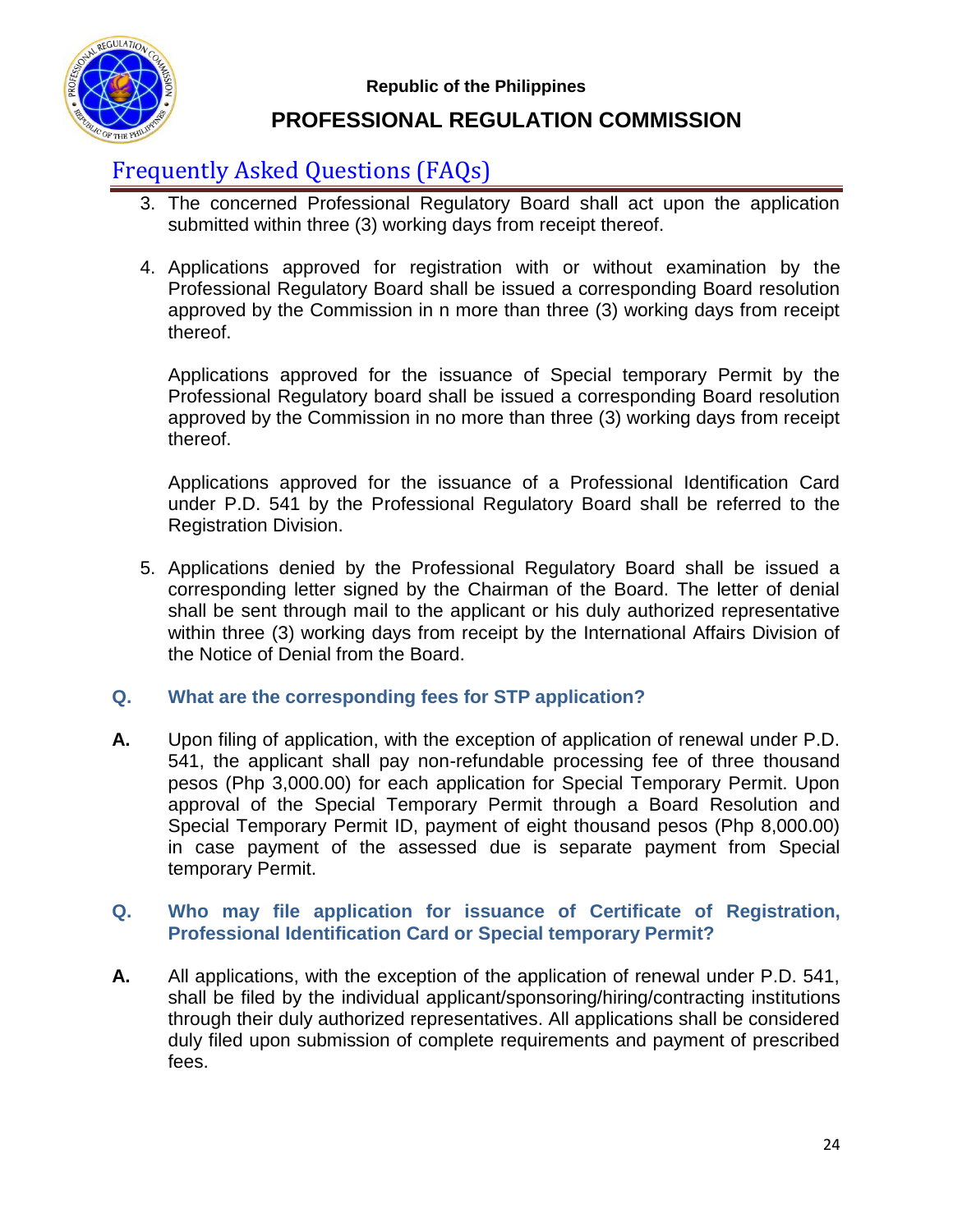3. The concerned Professional Regulatory Board shall act upon the application submitted within three (3) working days from receipt thereof.

4. Applications approved for registration with or without examination by the Professional Regulatory Board shall be issued a corresponding Board resolution approved by the Commission in n more than three (3) working days from receipt thereof.

   Applications approved for the issuance of Special temporary Permit by the Professional Regulatory board shall be issued a corresponding Board resolution approved by the Commission in no more than three (3) working days from receipt thereof.

   Applications approved for the issuance of a Professional Identification Card under P.D. 541 by the Professional Regulatory Board shall be referred to the Registration Division.

5. Applications denied by the Professional Regulatory Board shall be issued a corresponding letter signed by the Chairman of the Board. The letter of denial shall be sent through mail to the applicant or his duly authorized representative within three (3) working days from receipt by the International Affairs Division of the Notice of Denial from the Board.

**Q. What are the corresponding fees for STP application?**

**A.** Upon filing of application, with the exception of application of renewal under P.D. 541, the applicant shall pay non-refundable processing fee of three thousand pesos (Php 3,000.00) for each application for Special Temporary Permit. Upon approval of the Special Temporary Permit through a Board Resolution and Special Temporary Permit ID, payment of eight thousand pesos (Php 8,000.00) in case payment of the assessed due is separate payment from Special temporary Permit.

**Q. Who may file application for issuance of Certificate of Registration, Professional Identification Card or Special temporary Permit?**

**A.** All applications, with the exception of the application of renewal under P.D. 541, shall be filed by the individual applicant/sponsoring/hiring/contracting institutions through their duly authorized representatives. All applications shall be considered duly filed upon submission of complete requirements and payment of prescribed fees.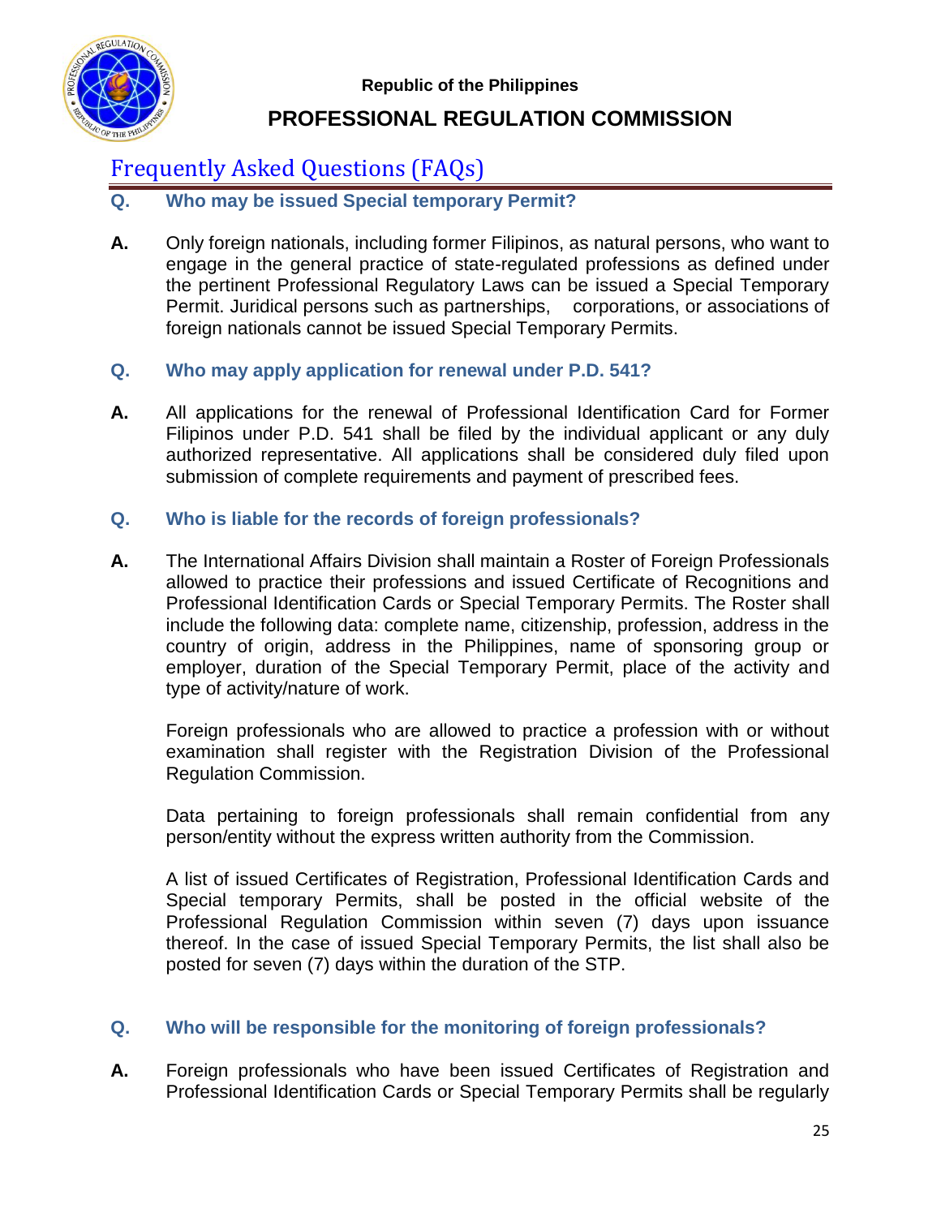Republic of the Philippines

**PROFESSIONAL REGULATION COMMISSION**

# Frequently Asked Questions (FAQs)

**Q. Who may be issued Special temporary Permit?**

**A.** Only foreign nationals, including former Filipinos, as natural persons, who want to engage in the general practice of state-regulated professions as defined under the pertinent Professional Regulatory Laws can be issued a Special Temporary Permit. Juridical persons such as partnerships, corporations, or associations of foreign nationals cannot be issued Special Temporary Permits.

**Q. Who may apply application for renewal under P.D. 541?**

**A.** All applications for the renewal of Professional Identification Card for Former Filipinos under P.D. 541 shall be filed by the individual applicant or any duly authorized representative. All applications shall be considered duly filed upon submission of complete requirements and payment of prescribed fees.

**Q. Who is liable for the records of foreign professionals?**

**A.** The International Affairs Division shall maintain a Roster of Foreign Professionals allowed to practice their professions and issued Certificate of Recognitions and Professional Identification Cards or Special Temporary Permits. The Roster shall include the following data: complete name, citizenship, profession, address in the country of origin, address in the Philippines, name of sponsoring group or employer, duration of the Special Temporary Permit, place of the activity and type of activity/nature of work.

Foreign professionals who are allowed to practice a profession with or without examination shall register with the Registration Division of the Professional Regulation Commission.

Data pertaining to foreign professionals shall remain confidential from any person/entity without the express written authority from the Commission.

A list of issued Certificates of Registration, Professional Identification Cards and Special temporary Permits, shall be posted in the official website of the Professional Regulation Commission within seven (7) days upon issuance thereof. In the case of issued Special Temporary Permits, the list shall also be posted for seven (7) days within the duration of the STP.

**Q. Who will be responsible for the monitoring of foreign professionals?**

**A.** Foreign professionals who have been issued Certificates of Registration and Professional Identification Cards or Special Temporary Permits shall be regularly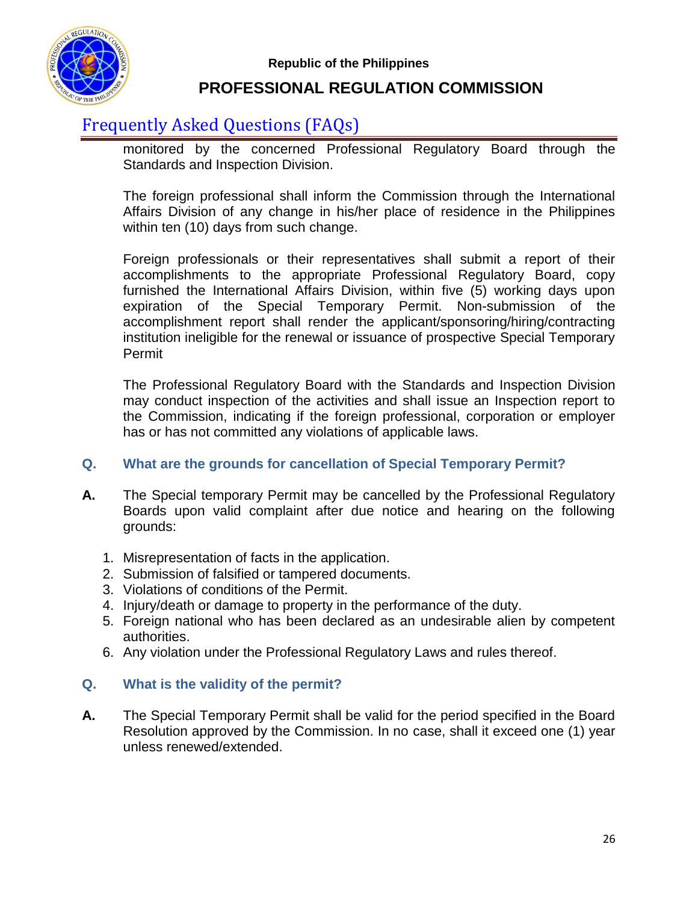monitored by the concerned Professional Regulatory Board through the Standards and Inspection Division.

The foreign professional shall inform the Commission through the International Affairs Division of any change in his/her place of residence in the Philippines within ten (10) days from such change.

Foreign professionals or their representatives shall submit a report of their accomplishments to the appropriate Professional Regulatory Board, copy furnished the International Affairs Division, within five (5) working days upon expiration of the Special Temporary Permit. Non-submission of the accomplishment report shall render the applicant/sponsoring/hiring/contracting institution ineligible for the renewal or issuance of prospective Special Temporary Permit

The Professional Regulatory Board with the Standards and Inspection Division may conduct inspection of the activities and shall issue an Inspection report to the Commission, indicating if the foreign professional, corporation or employer has or has not committed any violations of applicable laws.

**Q. What are the grounds for cancellation of Special Temporary Permit?**

**A.** The Special temporary Permit may be cancelled by the Professional Regulatory Boards upon valid complaint after due notice and hearing on the following grounds:

1. Misrepresentation of facts in the application.
2. Submission of falsified or tampered documents.
3. Violations of conditions of the Permit.
4. Injury/death or damage to property in the performance of the duty.
5. Foreign national who has been declared as an undesirable alien by competent authorities.
6. Any violation under the Professional Regulatory Laws and rules thereof.

**Q. What is the validity of the permit?**

**A.** The Special Temporary Permit shall be valid for the period specified in the Board Resolution approved by the Commission. In no case, shall it exceed one (1) year unless renewed/extended.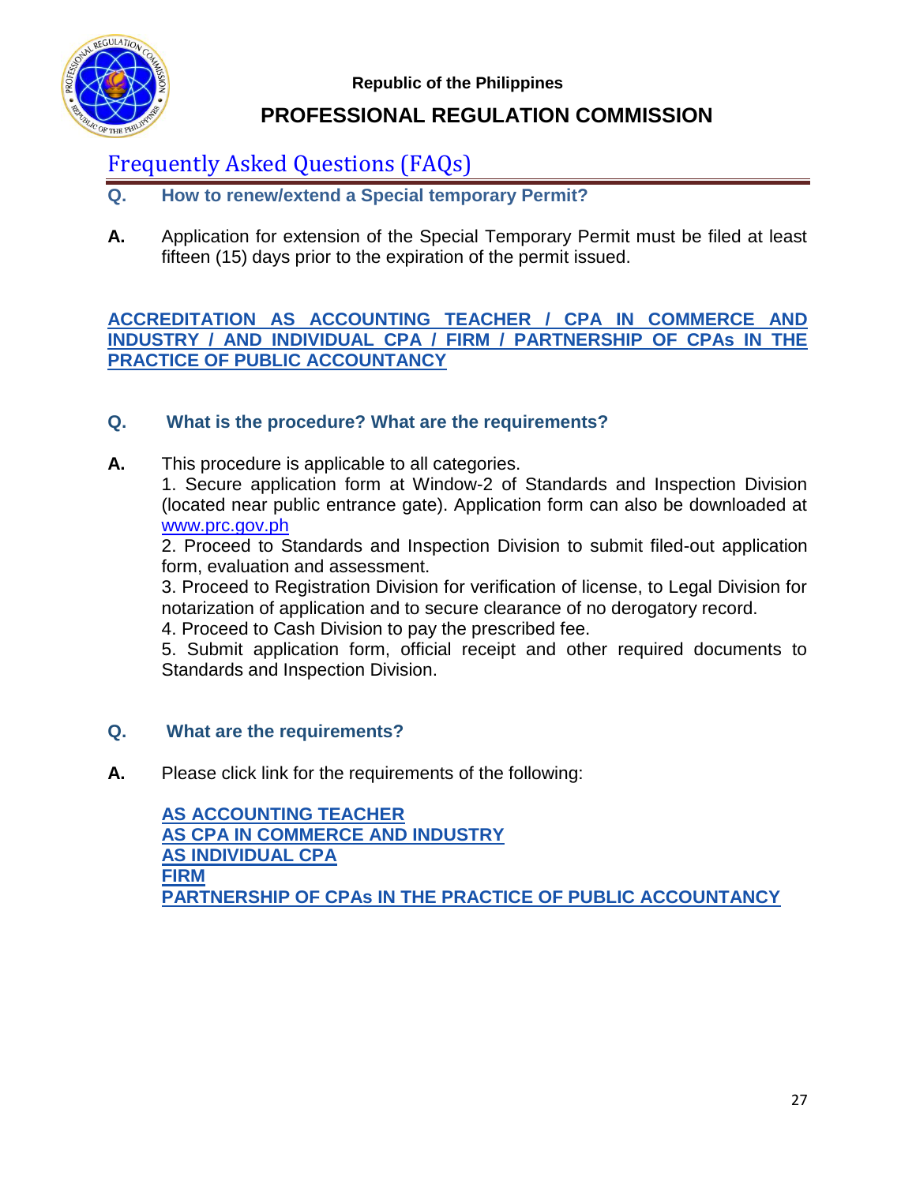## Frequently Asked Questions (FAQs)

**Q. How to renew/extend a Special temporary Permit?**

**A.** Application for extension of the Special Temporary Permit must be filed at least fifteen (15) days prior to the expiration of the permit issued.

### ACCREDITATION AS ACCOUNTING TEACHER / CPA IN COMMERCE AND INDUSTRY / AND INDIVIDUAL CPA / FIRM / PARTNERSHIP OF CPAs IN THE PRACTICE OF PUBLIC ACCOUNTANCY

**Q. What is the procedure? What are the requirements?**

**A.** This procedure is applicable to all categories.

1. Secure application form at Window-2 of Standards and Inspection Division (located near public entrance gate). Application form can also be downloaded at www.prc.gov.ph
2. Proceed to Standards and Inspection Division to submit filed-out application form, evaluation and assessment.
3. Proceed to Registration Division for verification of license, to Legal Division for notarization of application and to secure clearance of no derogatory record.
4. Proceed to Cash Division to pay the prescribed fee.
5. Submit application form, official receipt and other required documents to Standards and Inspection Division.

**Q. What are the requirements?**

**A.** Please click link for the requirements of the following:

**AS ACCOUNTING TEACHER**
**AS CPA IN COMMERCE AND INDUSTRY**
**AS INDIVIDUAL CPA**
**FIRM**
**PARTNERSHIP OF CPAs IN THE PRACTICE OF PUBLIC ACCOUNTANCY**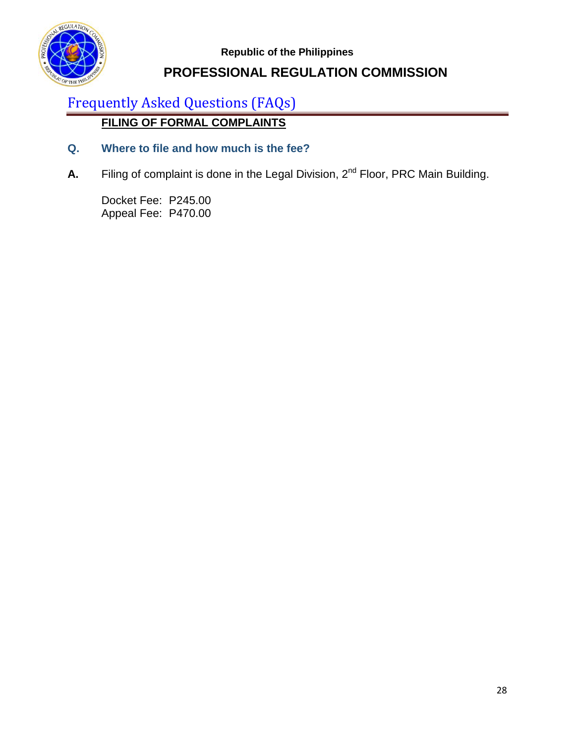Republic of the Philippines

**PROFESSIONAL REGULATION COMMISSION**

# Frequently Asked Questions (FAQs)

## FILING OF FORMAL COMPLAINTS

**Q. Where to file and how much is the fee?**

**A.** Filing of complaint is done in the Legal Division, 2nd Floor, PRC Main Building.

Docket Fee: P245.00
Appeal Fee: P470.00